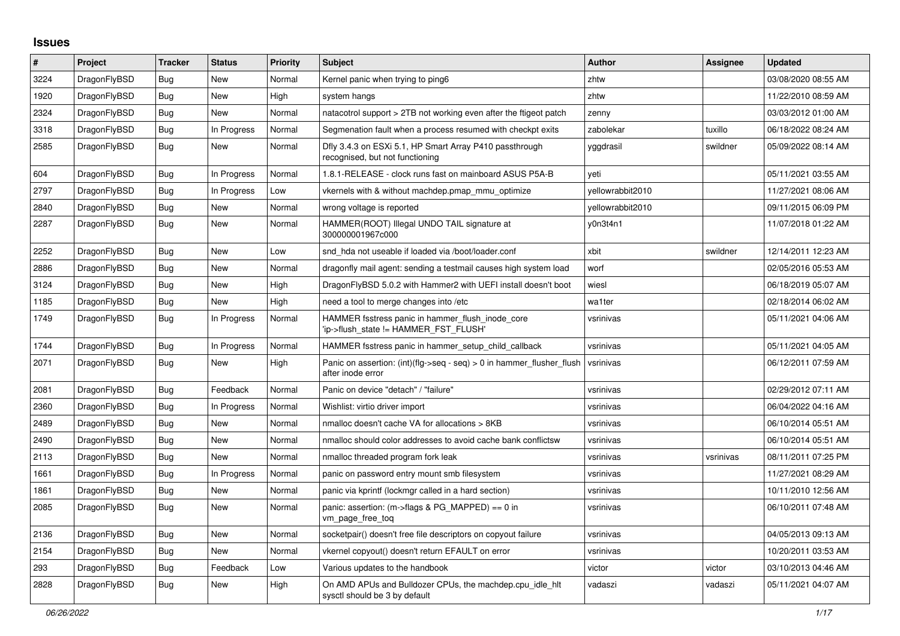## Issues

| # | Project | Tracker | Status | Priority | Subject | Author | Assignee | Updated |
|---|---|---|---|---|---|---|---|---|
| 3224 | DragonFlyBSD | Bug | New | Normal | Kernel panic when trying to ping6 | zhtw | | 03/08/2020 08:55 AM |
| 1920 | DragonFlyBSD | Bug | New | High | system hangs | zhtw | | 11/22/2010 08:59 AM |
| 2324 | DragonFlyBSD | Bug | New | Normal | natacotrol support > 2TB not working even after the ftigeot patch | zenny | | 03/03/2012 01:00 AM |
| 3318 | DragonFlyBSD | Bug | In Progress | Normal | Segmenation fault when a process resumed with checkpt exits | zabolekar | tuxillo | 06/18/2022 08:24 AM |
| 2585 | DragonFlyBSD | Bug | New | Normal | Dfly 3.4.3 on ESXi 5.1, HP Smart Array P410 passthrough recognised, but not functioning | yggdrasil | swildner | 05/09/2022 08:14 AM |
| 604 | DragonFlyBSD | Bug | In Progress | Normal | 1.8.1-RELEASE - clock runs fast on mainboard ASUS P5A-B | yeti | | 05/11/2021 03:55 AM |
| 2797 | DragonFlyBSD | Bug | In Progress | Low | vkernels with & without machdep.pmap_mmu_optimize | yellowrabbit2010 | | 11/27/2021 08:06 AM |
| 2840 | DragonFlyBSD | Bug | New | Normal | wrong voltage is reported | yellowrabbit2010 | | 09/11/2015 06:09 PM |
| 2287 | DragonFlyBSD | Bug | New | Normal | HAMMER(ROOT) Illegal UNDO TAIL signature at 300000001967c000 | y0n3t4n1 | | 11/07/2018 01:22 AM |
| 2252 | DragonFlyBSD | Bug | New | Low | snd_hda not useable if loaded via /boot/loader.conf | xbit | swildner | 12/14/2011 12:23 AM |
| 2886 | DragonFlyBSD | Bug | New | Normal | dragonfly mail agent: sending a testmail causes high system load | worf | | 02/05/2016 05:53 AM |
| 3124 | DragonFlyBSD | Bug | New | High | DragonFlyBSD 5.0.2 with Hammer2 with UEFI install doesn't boot | wiesl | | 06/18/2019 05:07 AM |
| 1185 | DragonFlyBSD | Bug | New | High | need a tool to merge changes into /etc | wa1ter | | 02/18/2014 06:02 AM |
| 1749 | DragonFlyBSD | Bug | In Progress | Normal | HAMMER fsstress panic in hammer_flush_inode_core 'ip->flush_state != HAMMER_FST_FLUSH' | vsrinivas | | 05/11/2021 04:06 AM |
| 1744 | DragonFlyBSD | Bug | In Progress | Normal | HAMMER fsstress panic in hammer_setup_child_callback | vsrinivas | | 05/11/2021 04:05 AM |
| 2071 | DragonFlyBSD | Bug | New | High | Panic on assertion: (int)(flg->seq - seq) > 0 in hammer_flusher_flush after inode error | vsrinivas | | 06/12/2011 07:59 AM |
| 2081 | DragonFlyBSD | Bug | Feedback | Normal | Panic on device "detach" / "failure" | vsrinivas | | 02/29/2012 07:11 AM |
| 2360 | DragonFlyBSD | Bug | In Progress | Normal | Wishlist: virtio driver import | vsrinivas | | 06/04/2022 04:16 AM |
| 2489 | DragonFlyBSD | Bug | New | Normal | nmalloc doesn't cache VA for allocations > 8KB | vsrinivas | | 06/10/2014 05:51 AM |
| 2490 | DragonFlyBSD | Bug | New | Normal | nmalloc should color addresses to avoid cache bank conflictsw | vsrinivas | | 06/10/2014 05:51 AM |
| 2113 | DragonFlyBSD | Bug | New | Normal | nmalloc threaded program fork leak | vsrinivas | vsrinivas | 08/11/2011 07:25 PM |
| 1661 | DragonFlyBSD | Bug | In Progress | Normal | panic on password entry mount smb filesystem | vsrinivas | | 11/27/2021 08:29 AM |
| 1861 | DragonFlyBSD | Bug | New | Normal | panic via kprintf (lockmgr called in a hard section) | vsrinivas | | 10/11/2010 12:56 AM |
| 2085 | DragonFlyBSD | Bug | New | Normal | panic: assertion: (m->flags & PG_MAPPED) == 0 in vm_page_free_toq | vsrinivas | | 06/10/2011 07:48 AM |
| 2136 | DragonFlyBSD | Bug | New | Normal | socketpair() doesn't free file descriptors on copyout failure | vsrinivas | | 04/05/2013 09:13 AM |
| 2154 | DragonFlyBSD | Bug | New | Normal | vkernel copyout() doesn't return EFAULT on error | vsrinivas | | 10/20/2011 03:53 AM |
| 293 | DragonFlyBSD | Bug | Feedback | Low | Various updates to the handbook | victor | victor | 03/10/2013 04:46 AM |
| 2828 | DragonFlyBSD | Bug | New | High | On AMD APUs and Bulldozer CPUs, the machdep.cpu_idle_hlt sysctl should be 3 by default | vadaszi | vadaszi | 05/11/2021 04:07 AM |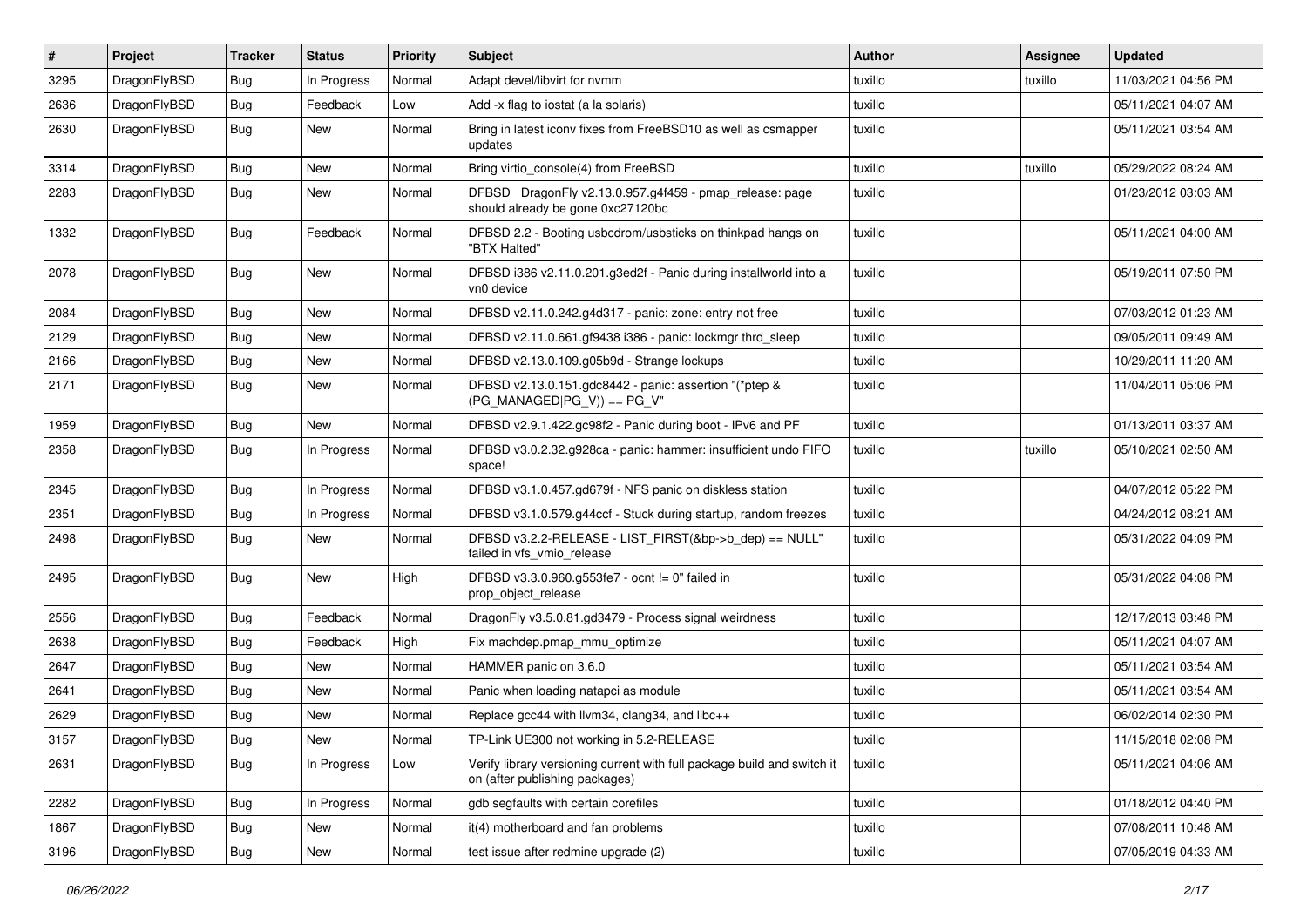| # | Project | Tracker | Status | Priority | Subject | Author | Assignee | Updated |
|---|---|---|---|---|---|---|---|---|
| 3295 | DragonFlyBSD | Bug | In Progress | Normal | Adapt devel/libvirt for nvmm | tuxillo | tuxillo | 11/03/2021 04:56 PM |
| 2636 | DragonFlyBSD | Bug | Feedback | Low | Add -x flag to iostat (a la solaris) | tuxillo | | 05/11/2021 04:07 AM |
| 2630 | DragonFlyBSD | Bug | New | Normal | Bring in latest iconv fixes from FreeBSD10 as well as csmapper updates | tuxillo | | 05/11/2021 03:54 AM |
| 3314 | DragonFlyBSD | Bug | New | Normal | Bring virtio_console(4) from FreeBSD | tuxillo | tuxillo | 05/29/2022 08:24 AM |
| 2283 | DragonFlyBSD | Bug | New | Normal | DFBSD DragonFly v2.13.0.957.g4f459 - pmap_release: page should already be gone 0xc27120bc | tuxillo | | 01/23/2012 03:03 AM |
| 1332 | DragonFlyBSD | Bug | Feedback | Normal | DFBSD 2.2 - Booting usbcdrom/usbsticks on thinkpad hangs on "BTX Halted" | tuxillo | | 05/11/2021 04:00 AM |
| 2078 | DragonFlyBSD | Bug | New | Normal | DFBSD i386 v2.11.0.201.g3ed2f - Panic during installworld into a vn0 device | tuxillo | | 05/19/2011 07:50 PM |
| 2084 | DragonFlyBSD | Bug | New | Normal | DFBSD v2.11.0.242.g4d317 - panic: zone: entry not free | tuxillo | | 07/03/2012 01:23 AM |
| 2129 | DragonFlyBSD | Bug | New | Normal | DFBSD v2.11.0.661.gf9438 i386 - panic: lockmgr thrd_sleep | tuxillo | | 09/05/2011 09:49 AM |
| 2166 | DragonFlyBSD | Bug | New | Normal | DFBSD v2.13.0.109.g05b9d - Strange lockups | tuxillo | | 10/29/2011 11:20 AM |
| 2171 | DragonFlyBSD | Bug | New | Normal | DFBSD v2.13.0.151.gdc8442 - panic: assertion "(*ptep & (PG_MANAGED\|PG_V)) == PG_V" | tuxillo | | 11/04/2011 05:06 PM |
| 1959 | DragonFlyBSD | Bug | New | Normal | DFBSD v2.9.1.422.gc98f2 - Panic during boot - IPv6 and PF | tuxillo | | 01/13/2011 03:37 AM |
| 2358 | DragonFlyBSD | Bug | In Progress | Normal | DFBSD v3.0.2.32.g928ca - panic: hammer: insufficient undo FIFO space! | tuxillo | tuxillo | 05/10/2021 02:50 AM |
| 2345 | DragonFlyBSD | Bug | In Progress | Normal | DFBSD v3.1.0.457.gd679f - NFS panic on diskless station | tuxillo | | 04/07/2012 05:22 PM |
| 2351 | DragonFlyBSD | Bug | In Progress | Normal | DFBSD v3.1.0.579.g44ccf - Stuck during startup, random freezes | tuxillo | | 04/24/2012 08:21 AM |
| 2498 | DragonFlyBSD | Bug | New | Normal | DFBSD v3.2.2-RELEASE - LIST_FIRST(&bp->b_dep) == NULL" failed in vfs_vmio_release | tuxillo | | 05/31/2022 04:09 PM |
| 2495 | DragonFlyBSD | Bug | New | High | DFBSD v3.3.0.960.g553fe7 - ocnt != 0" failed in prop_object_release | tuxillo | | 05/31/2022 04:08 PM |
| 2556 | DragonFlyBSD | Bug | Feedback | Normal | DragonFly v3.5.0.81.gd3479 - Process signal weirdness | tuxillo | | 12/17/2013 03:48 PM |
| 2638 | DragonFlyBSD | Bug | Feedback | High | Fix machdep.pmap_mmu_optimize | tuxillo | | 05/11/2021 04:07 AM |
| 2647 | DragonFlyBSD | Bug | New | Normal | HAMMER panic on 3.6.0 | tuxillo | | 05/11/2021 03:54 AM |
| 2641 | DragonFlyBSD | Bug | New | Normal | Panic when loading natapci as module | tuxillo | | 05/11/2021 03:54 AM |
| 2629 | DragonFlyBSD | Bug | New | Normal | Replace gcc44 with llvm34, clang34, and libc++ | tuxillo | | 06/02/2014 02:30 PM |
| 3157 | DragonFlyBSD | Bug | New | Normal | TP-Link UE300 not working in 5.2-RELEASE | tuxillo | | 11/15/2018 02:08 PM |
| 2631 | DragonFlyBSD | Bug | In Progress | Low | Verify library versioning current with full package build and switch it on (after publishing packages) | tuxillo | | 05/11/2021 04:06 AM |
| 2282 | DragonFlyBSD | Bug | In Progress | Normal | gdb segfaults with certain corefiles | tuxillo | | 01/18/2012 04:40 PM |
| 1867 | DragonFlyBSD | Bug | New | Normal | it(4) motherboard and fan problems | tuxillo | | 07/08/2011 10:48 AM |
| 3196 | DragonFlyBSD | Bug | New | Normal | test issue after redmine upgrade (2) | tuxillo | | 07/05/2019 04:33 AM |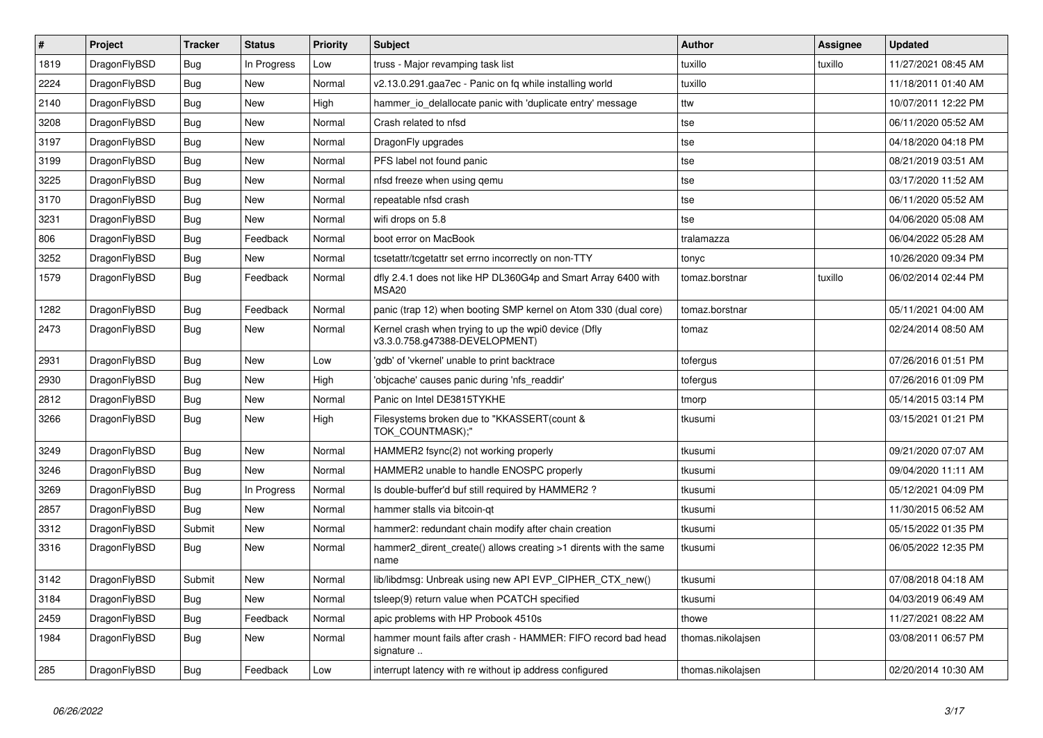| # | Project | Tracker | Status | Priority | Subject | Author | Assignee | Updated |
|---|---|---|---|---|---|---|---|---|
| 1819 | DragonFlyBSD | Bug | In Progress | Low | truss - Major revamping task list | tuxillo | tuxillo | 11/27/2021 08:45 AM |
| 2224 | DragonFlyBSD | Bug | New | Normal | v2.13.0.291.gaa7ec - Panic on fq while installing world | tuxillo | | 11/18/2011 01:40 AM |
| 2140 | DragonFlyBSD | Bug | New | High | hammer_io_delallocate panic with 'duplicate entry' message | ttw | | 10/07/2011 12:22 PM |
| 3208 | DragonFlyBSD | Bug | New | Normal | Crash related to nfsd | tse | | 06/11/2020 05:52 AM |
| 3197 | DragonFlyBSD | Bug | New | Normal | DragonFly upgrades | tse | | 04/18/2020 04:18 PM |
| 3199 | DragonFlyBSD | Bug | New | Normal | PFS label not found panic | tse | | 08/21/2019 03:51 AM |
| 3225 | DragonFlyBSD | Bug | New | Normal | nfsd freeze when using qemu | tse | | 03/17/2020 11:52 AM |
| 3170 | DragonFlyBSD | Bug | New | Normal | repeatable nfsd crash | tse | | 06/11/2020 05:52 AM |
| 3231 | DragonFlyBSD | Bug | New | Normal | wifi drops on 5.8 | tse | | 04/06/2020 05:08 AM |
| 806 | DragonFlyBSD | Bug | Feedback | Normal | boot error on MacBook | tralamazza | | 06/04/2022 05:28 AM |
| 3252 | DragonFlyBSD | Bug | New | Normal | tcsetattr/tcgetattr set errno incorrectly on non-TTY | tonyc | | 10/26/2020 09:34 PM |
| 1579 | DragonFlyBSD | Bug | Feedback | Normal | dfly 2.4.1 does not like HP DL360G4p and Smart Array 6400 with MSA20 | tomaz.borstnar | tuxillo | 06/02/2014 02:44 PM |
| 1282 | DragonFlyBSD | Bug | Feedback | Normal | panic (trap 12) when booting SMP kernel on Atom 330 (dual core) | tomaz.borstnar | | 05/11/2021 04:00 AM |
| 2473 | DragonFlyBSD | Bug | New | Normal | Kernel crash when trying to up the wpi0 device (Dfly v3.3.0.758.g47388-DEVELOPMENT) | tomaz | | 02/24/2014 08:50 AM |
| 2931 | DragonFlyBSD | Bug | New | Low | 'gdb' of 'vkernel' unable to print backtrace | tofergus | | 07/26/2016 01:51 PM |
| 2930 | DragonFlyBSD | Bug | New | High | 'objcache' causes panic during 'nfs_readdir' | tofergus | | 07/26/2016 01:09 PM |
| 2812 | DragonFlyBSD | Bug | New | Normal | Panic on Intel DE3815TYKHE | tmorp | | 05/14/2015 03:14 PM |
| 3266 | DragonFlyBSD | Bug | New | High | Filesystems broken due to "KKASSERT(count & TOK_COUNTMASK);" | tkusumi | | 03/15/2021 01:21 PM |
| 3249 | DragonFlyBSD | Bug | New | Normal | HAMMER2 fsync(2) not working properly | tkusumi | | 09/21/2020 07:07 AM |
| 3246 | DragonFlyBSD | Bug | New | Normal | HAMMER2 unable to handle ENOSPC properly | tkusumi | | 09/04/2020 11:11 AM |
| 3269 | DragonFlyBSD | Bug | In Progress | Normal | Is double-buffer'd buf still required by HAMMER2 ? | tkusumi | | 05/12/2021 04:09 PM |
| 2857 | DragonFlyBSD | Bug | New | Normal | hammer stalls via bitcoin-qt | tkusumi | | 11/30/2015 06:52 AM |
| 3312 | DragonFlyBSD | Submit | New | Normal | hammer2: redundant chain modify after chain creation | tkusumi | | 05/15/2022 01:35 PM |
| 3316 | DragonFlyBSD | Bug | New | Normal | hammer2_dirent_create() allows creating >1 dirents with the same name | tkusumi | | 06/05/2022 12:35 PM |
| 3142 | DragonFlyBSD | Submit | New | Normal | lib/libdmsg: Unbreak using new API EVP_CIPHER_CTX_new() | tkusumi | | 07/08/2018 04:18 AM |
| 3184 | DragonFlyBSD | Bug | New | Normal | tsleep(9) return value when PCATCH specified | tkusumi | | 04/03/2019 06:49 AM |
| 2459 | DragonFlyBSD | Bug | Feedback | Normal | apic problems with HP Probook 4510s | thowe | | 11/27/2021 08:22 AM |
| 1984 | DragonFlyBSD | Bug | New | Normal | hammer mount fails after crash - HAMMER: FIFO record bad head signature .. | thomas.nikolajsen | | 03/08/2011 06:57 PM |
| 285 | DragonFlyBSD | Bug | Feedback | Low | interrupt latency with re without ip address configured | thomas.nikolajsen | | 02/20/2014 10:30 AM |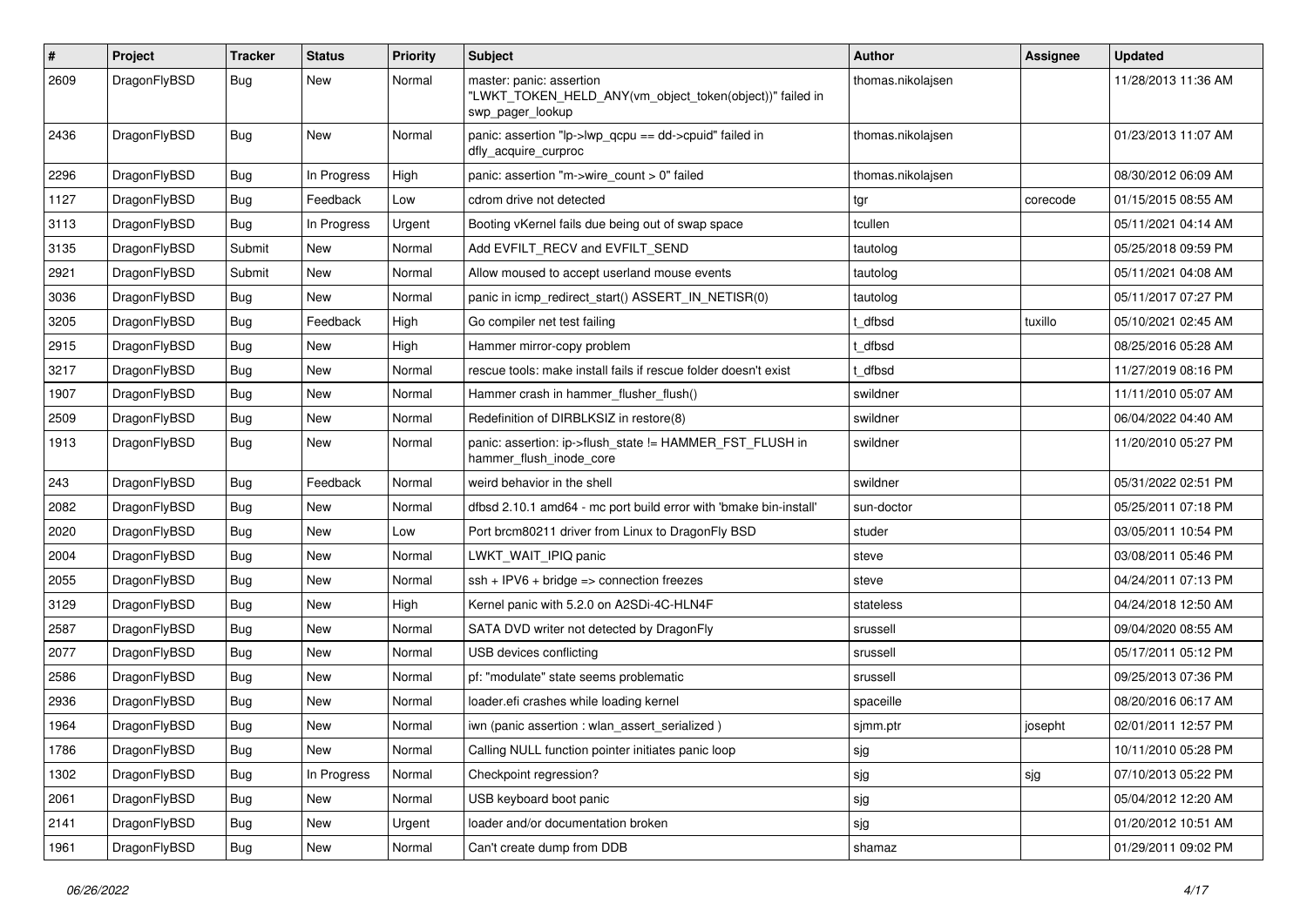| # | Project | Tracker | Status | Priority | Subject | Author | Assignee | Updated |
|---|---|---|---|---|---|---|---|---|
| 2609 | DragonFlyBSD | Bug | New | Normal | master: panic: assertion "LWKT_TOKEN_HELD_ANY(vm_object_token(object))" failed in swp_pager_lookup | thomas.nikolajsen | | 11/28/2013 11:36 AM |
| 2436 | DragonFlyBSD | Bug | New | Normal | panic: assertion "lp->lwp_qcpu == dd->cpuid" failed in dfly_acquire_curproc | thomas.nikolajsen | | 01/23/2013 11:07 AM |
| 2296 | DragonFlyBSD | Bug | In Progress | High | panic: assertion "m->wire_count > 0" failed | thomas.nikolajsen | | 08/30/2012 06:09 AM |
| 1127 | DragonFlyBSD | Bug | Feedback | Low | cdrom drive not detected | tgr | corecode | 01/15/2015 08:55 AM |
| 3113 | DragonFlyBSD | Bug | In Progress | Urgent | Booting vKernel fails due being out of swap space | tcullen | | 05/11/2021 04:14 AM |
| 3135 | DragonFlyBSD | Submit | New | Normal | Add EVFILT_RECV and EVFILT_SEND | tautolog | | 05/25/2018 09:59 PM |
| 2921 | DragonFlyBSD | Submit | New | Normal | Allow moused to accept userland mouse events | tautolog | | 05/11/2021 04:08 AM |
| 3036 | DragonFlyBSD | Bug | New | Normal | panic in icmp_redirect_start() ASSERT_IN_NETISR(0) | tautolog | | 05/11/2017 07:27 PM |
| 3205 | DragonFlyBSD | Bug | Feedback | High | Go compiler net test failing | t_dfbsd | tuxillo | 05/10/2021 02:45 AM |
| 2915 | DragonFlyBSD | Bug | New | High | Hammer mirror-copy problem | t_dfbsd | | 08/25/2016 05:28 AM |
| 3217 | DragonFlyBSD | Bug | New | Normal | rescue tools: make install fails if rescue folder doesn't exist | t_dfbsd | | 11/27/2019 08:16 PM |
| 1907 | DragonFlyBSD | Bug | New | Normal | Hammer crash in hammer_flusher_flush() | swildner | | 11/11/2010 05:07 AM |
| 2509 | DragonFlyBSD | Bug | New | Normal | Redefinition of DIRBLKSIZ in restore(8) | swildner | | 06/04/2022 04:40 AM |
| 1913 | DragonFlyBSD | Bug | New | Normal | panic: assertion: ip->flush_state != HAMMER_FST_FLUSH in hammer_flush_inode_core | swildner | | 11/20/2010 05:27 PM |
| 243 | DragonFlyBSD | Bug | Feedback | Normal | weird behavior in the shell | swildner | | 05/31/2022 02:51 PM |
| 2082 | DragonFlyBSD | Bug | New | Normal | dfbsd 2.10.1 amd64 - mc port build error with 'bmake bin-install' | sun-doctor | | 05/25/2011 07:18 PM |
| 2020 | DragonFlyBSD | Bug | New | Low | Port brcm80211 driver from Linux to DragonFly BSD | studer | | 03/05/2011 10:54 PM |
| 2004 | DragonFlyBSD | Bug | New | Normal | LWKT_WAIT_IPIQ panic | steve | | 03/08/2011 05:46 PM |
| 2055 | DragonFlyBSD | Bug | New | Normal | ssh + IPV6 + bridge => connection freezes | steve | | 04/24/2011 07:13 PM |
| 3129 | DragonFlyBSD | Bug | New | High | Kernel panic with 5.2.0 on A2SDi-4C-HLN4F | stateless | | 04/24/2018 12:50 AM |
| 2587 | DragonFlyBSD | Bug | New | Normal | SATA DVD writer not detected by DragonFly | srussell | | 09/04/2020 08:55 AM |
| 2077 | DragonFlyBSD | Bug | New | Normal | USB devices conflicting | srussell | | 05/17/2011 05:12 PM |
| 2586 | DragonFlyBSD | Bug | New | Normal | pf: "modulate" state seems problematic | srussell | | 09/25/2013 07:36 PM |
| 2936 | DragonFlyBSD | Bug | New | Normal | loader.efi crashes while loading kernel | spaceille | | 08/20/2016 06:17 AM |
| 1964 | DragonFlyBSD | Bug | New | Normal | iwn (panic assertion : wlan_assert_serialized ) | sjmm.ptr | josepht | 02/01/2011 12:57 PM |
| 1786 | DragonFlyBSD | Bug | New | Normal | Calling NULL function pointer initiates panic loop | sjg | | 10/11/2010 05:28 PM |
| 1302 | DragonFlyBSD | Bug | In Progress | Normal | Checkpoint regression? | sjg | sjg | 07/10/2013 05:22 PM |
| 2061 | DragonFlyBSD | Bug | New | Normal | USB keyboard boot panic | sjg | | 05/04/2012 12:20 AM |
| 2141 | DragonFlyBSD | Bug | New | Urgent | loader and/or documentation broken | sjg | | 01/20/2012 10:51 AM |
| 1961 | DragonFlyBSD | Bug | New | Normal | Can't create dump from DDB | shamaz | | 01/29/2011 09:02 PM |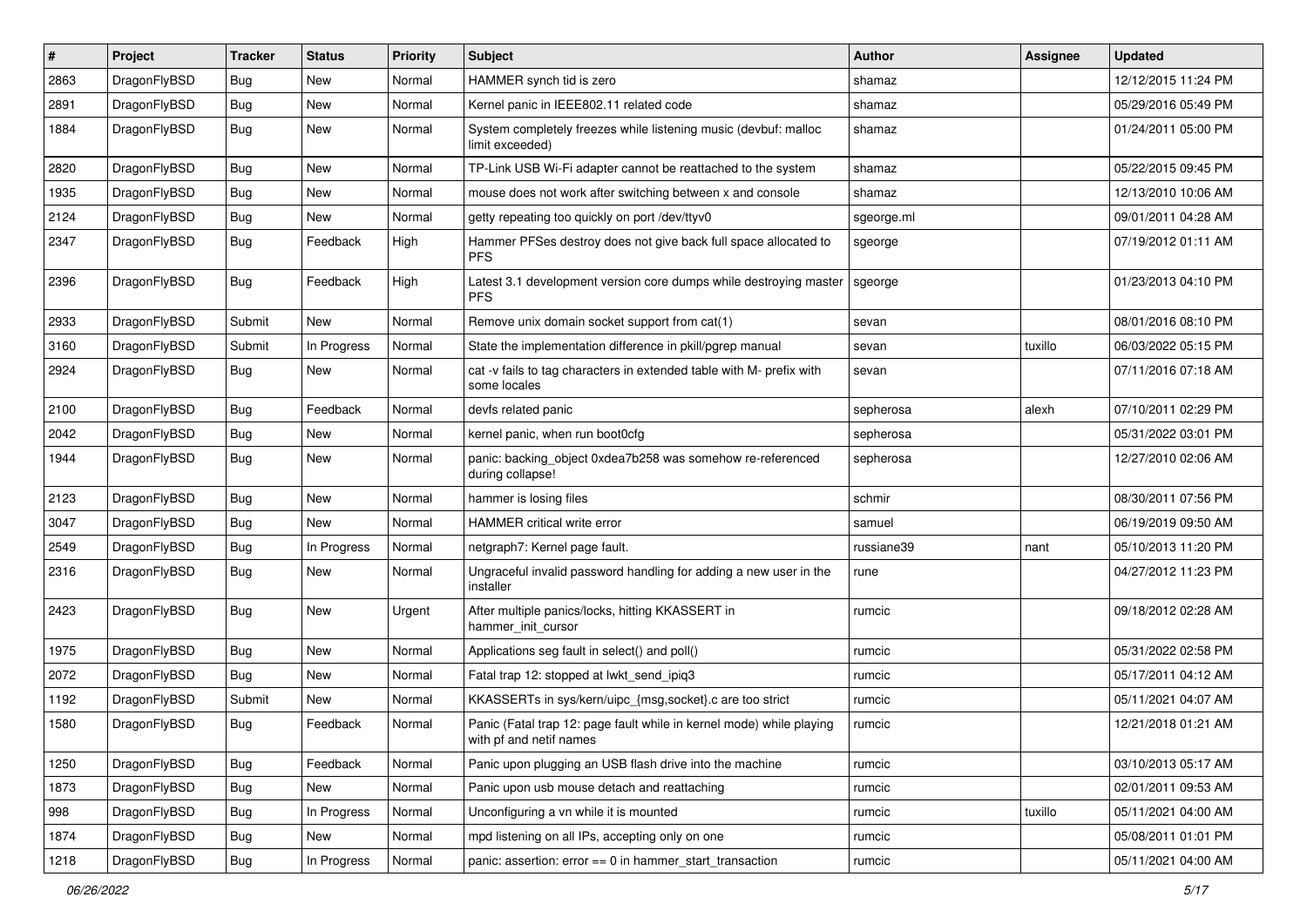| # | Project | Tracker | Status | Priority | Subject | Author | Assignee | Updated |
|---|---|---|---|---|---|---|---|---|
| 2863 | DragonFlyBSD | Bug | New | Normal | HAMMER synch tid is zero | shamaz | | 12/12/2015 11:24 PM |
| 2891 | DragonFlyBSD | Bug | New | Normal | Kernel panic in IEEE802.11 related code | shamaz | | 05/29/2016 05:49 PM |
| 1884 | DragonFlyBSD | Bug | New | Normal | System completely freezes while listening music (devbuf: malloc limit exceeded) | shamaz | | 01/24/2011 05:00 PM |
| 2820 | DragonFlyBSD | Bug | New | Normal | TP-Link USB Wi-Fi adapter cannot be reattached to the system | shamaz | | 05/22/2015 09:45 PM |
| 1935 | DragonFlyBSD | Bug | New | Normal | mouse does not work after switching between x and console | shamaz | | 12/13/2010 10:06 AM |
| 2124 | DragonFlyBSD | Bug | New | Normal | getty repeating too quickly on port /dev/ttyv0 | sgeorge.ml | | 09/01/2011 04:28 AM |
| 2347 | DragonFlyBSD | Bug | Feedback | High | Hammer PFSes destroy does not give back full space allocated to PFS | sgeorge | | 07/19/2012 01:11 AM |
| 2396 | DragonFlyBSD | Bug | Feedback | High | Latest 3.1 development version core dumps while destroying master PFS | sgeorge | | 01/23/2013 04:10 PM |
| 2933 | DragonFlyBSD | Submit | New | Normal | Remove unix domain socket support from cat(1) | sevan | | 08/01/2016 08:10 PM |
| 3160 | DragonFlyBSD | Submit | In Progress | Normal | State the implementation difference in pkill/pgrep manual | sevan | tuxillo | 06/03/2022 05:15 PM |
| 2924 | DragonFlyBSD | Bug | New | Normal | cat -v fails to tag characters in extended table with M- prefix with some locales | sevan | | 07/11/2016 07:18 AM |
| 2100 | DragonFlyBSD | Bug | Feedback | Normal | devfs related panic | sepherosa | alexh | 07/10/2011 02:29 PM |
| 2042 | DragonFlyBSD | Bug | New | Normal | kernel panic, when run boot0cfg | sepherosa | | 05/31/2022 03:01 PM |
| 1944 | DragonFlyBSD | Bug | New | Normal | panic: backing_object 0xdea7b258 was somehow re-referenced during collapse! | sepherosa | | 12/27/2010 02:06 AM |
| 2123 | DragonFlyBSD | Bug | New | Normal | hammer is losing files | schmir | | 08/30/2011 07:56 PM |
| 3047 | DragonFlyBSD | Bug | New | Normal | HAMMER critical write error | samuel | | 06/19/2019 09:50 AM |
| 2549 | DragonFlyBSD | Bug | In Progress | Normal | netgraph7: Kernel page fault. | russiane39 | nant | 05/10/2013 11:20 PM |
| 2316 | DragonFlyBSD | Bug | New | Normal | Ungraceful invalid password handling for adding a new user in the installer | rune | | 04/27/2012 11:23 PM |
| 2423 | DragonFlyBSD | Bug | New | Urgent | After multiple panics/locks, hitting KKASSERT in hammer_init_cursor | rumcic | | 09/18/2012 02:28 AM |
| 1975 | DragonFlyBSD | Bug | New | Normal | Applications seg fault in select() and poll() | rumcic | | 05/31/2022 02:58 PM |
| 2072 | DragonFlyBSD | Bug | New | Normal | Fatal trap 12: stopped at lwkt_send_ipiq3 | rumcic | | 05/17/2011 04:12 AM |
| 1192 | DragonFlyBSD | Submit | New | Normal | KKASSERTs in sys/kern/uipc_{msg,socket}.c are too strict | rumcic | | 05/11/2021 04:07 AM |
| 1580 | DragonFlyBSD | Bug | Feedback | Normal | Panic (Fatal trap 12: page fault while in kernel mode) while playing with pf and netif names | rumcic | | 12/21/2018 01:21 AM |
| 1250 | DragonFlyBSD | Bug | Feedback | Normal | Panic upon plugging an USB flash drive into the machine | rumcic | | 03/10/2013 05:17 AM |
| 1873 | DragonFlyBSD | Bug | New | Normal | Panic upon usb mouse detach and reattaching | rumcic | | 02/01/2011 09:53 AM |
| 998 | DragonFlyBSD | Bug | In Progress | Normal | Unconfiguring a vn while it is mounted | rumcic | tuxillo | 05/11/2021 04:00 AM |
| 1874 | DragonFlyBSD | Bug | New | Normal | mpd listening on all IPs, accepting only on one | rumcic | | 05/08/2011 01:01 PM |
| 1218 | DragonFlyBSD | Bug | In Progress | Normal | panic: assertion: error == 0 in hammer_start_transaction | rumcic | | 05/11/2021 04:00 AM |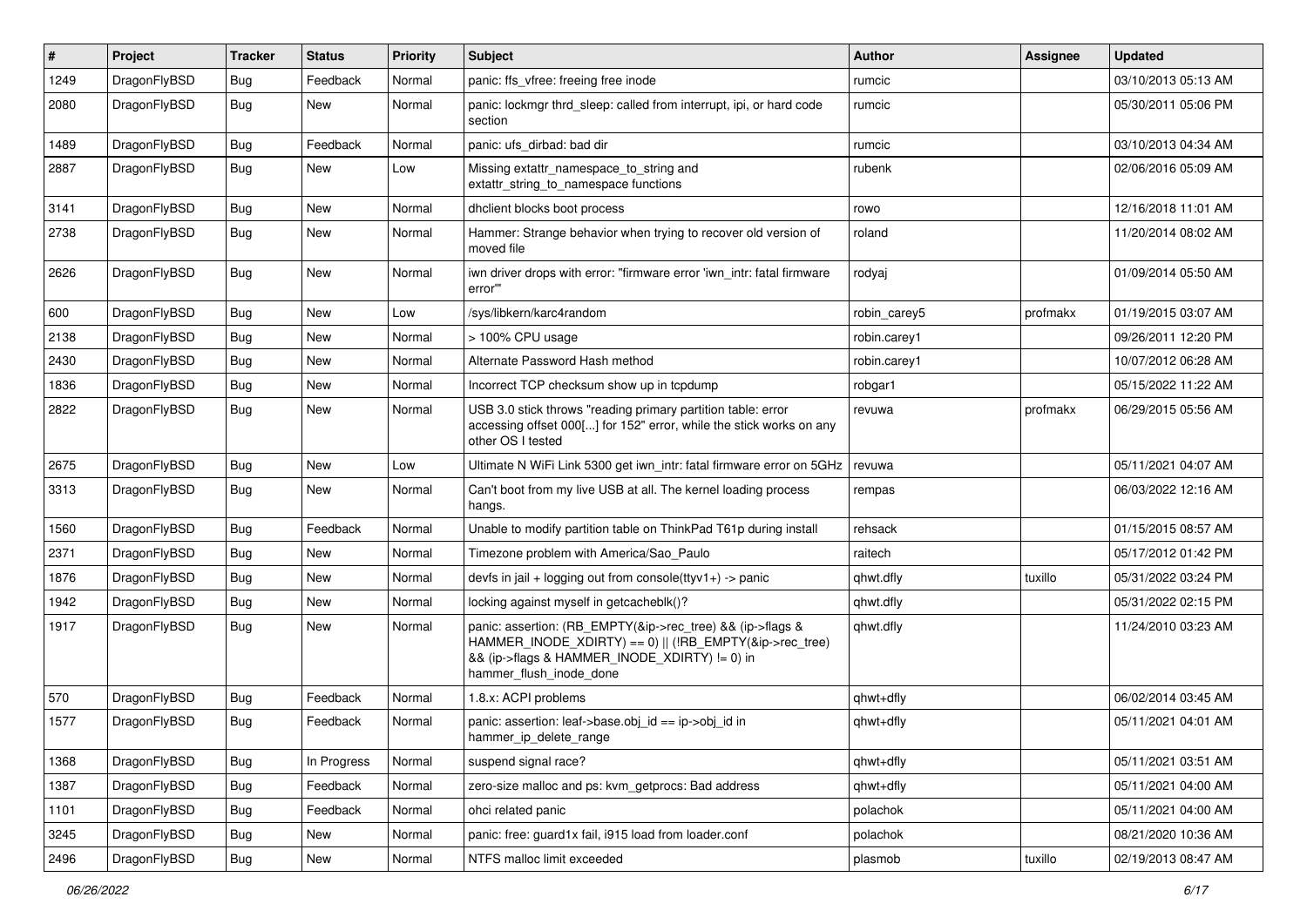| # | Project | Tracker | Status | Priority | Subject | Author | Assignee | Updated |
|---|---|---|---|---|---|---|---|---|
| 1249 | DragonFlyBSD | Bug | Feedback | Normal | panic: ffs_vfree: freeing free inode | rumcic | | 03/10/2013 05:13 AM |
| 2080 | DragonFlyBSD | Bug | New | Normal | panic: lockmgr thrd_sleep: called from interrupt, ipi, or hard code section | rumcic | | 05/30/2011 05:06 PM |
| 1489 | DragonFlyBSD | Bug | Feedback | Normal | panic: ufs_dirbad: bad dir | rumcic | | 03/10/2013 04:34 AM |
| 2887 | DragonFlyBSD | Bug | New | Low | Missing extattr_namespace_to_string and extattr_string_to_namespace functions | rubenk | | 02/06/2016 05:09 AM |
| 3141 | DragonFlyBSD | Bug | New | Normal | dhclient blocks boot process | rowo | | 12/16/2018 11:01 AM |
| 2738 | DragonFlyBSD | Bug | New | Normal | Hammer: Strange behavior when trying to recover old version of moved file | roland | | 11/20/2014 08:02 AM |
| 2626 | DragonFlyBSD | Bug | New | Normal | iwn driver drops with error: "firmware error 'iwn_intr: fatal firmware error'" | rodyaj | | 01/09/2014 05:50 AM |
| 600 | DragonFlyBSD | Bug | New | Low | /sys/libkern/karc4random | robin_carey5 | profmakx | 01/19/2015 03:07 AM |
| 2138 | DragonFlyBSD | Bug | New | Normal | > 100% CPU usage | robin.carey1 | | 09/26/2011 12:20 PM |
| 2430 | DragonFlyBSD | Bug | New | Normal | Alternate Password Hash method | robin.carey1 | | 10/07/2012 06:28 AM |
| 1836 | DragonFlyBSD | Bug | New | Normal | Incorrect TCP checksum show up in tcpdump | robgar1 | | 05/15/2022 11:22 AM |
| 2822 | DragonFlyBSD | Bug | New | Normal | USB 3.0 stick throws "reading primary partition table: error accessing offset 000[...] for 152" error, while the stick works on any other OS I tested | revuwa | profmakx | 06/29/2015 05:56 AM |
| 2675 | DragonFlyBSD | Bug | New | Low | Ultimate N WiFi Link 5300 get iwn_intr: fatal firmware error on 5GHz | revuwa | | 05/11/2021 04:07 AM |
| 3313 | DragonFlyBSD | Bug | New | Normal | Can't boot from my live USB at all. The kernel loading process hangs. | rempas | | 06/03/2022 12:16 AM |
| 1560 | DragonFlyBSD | Bug | Feedback | Normal | Unable to modify partition table on ThinkPad T61p during install | rehsack | | 01/15/2015 08:57 AM |
| 2371 | DragonFlyBSD | Bug | New | Normal | Timezone problem with America/Sao_Paulo | raitech | | 05/17/2012 01:42 PM |
| 1876 | DragonFlyBSD | Bug | New | Normal | devfs in jail + logging out from console(ttyv1+) -> panic | qhwt.dfly | tuxillo | 05/31/2022 03:24 PM |
| 1942 | DragonFlyBSD | Bug | New | Normal | locking against myself in getcacheblk()? | qhwt.dfly | | 05/31/2022 02:15 PM |
| 1917 | DragonFlyBSD | Bug | New | Normal | panic: assertion: (RB_EMPTY(&ip->rec_tree) && (ip->flags & HAMMER_INODE_XDIRTY) == 0) \|\| (!RB_EMPTY(&ip->rec_tree) && (ip->flags & HAMMER_INODE_XDIRTY) != 0) in hammer_flush_inode_done | qhwt.dfly | | 11/24/2010 03:23 AM |
| 570 | DragonFlyBSD | Bug | Feedback | Normal | 1.8.x: ACPI problems | qhwt+dfly | | 06/02/2014 03:45 AM |
| 1577 | DragonFlyBSD | Bug | Feedback | Normal | panic: assertion: leaf->base.obj_id == ip->obj_id in hammer_ip_delete_range | qhwt+dfly | | 05/11/2021 04:01 AM |
| 1368 | DragonFlyBSD | Bug | In Progress | Normal | suspend signal race? | qhwt+dfly | | 05/11/2021 03:51 AM |
| 1387 | DragonFlyBSD | Bug | Feedback | Normal | zero-size malloc and ps: kvm_getprocs: Bad address | qhwt+dfly | | 05/11/2021 04:00 AM |
| 1101 | DragonFlyBSD | Bug | Feedback | Normal | ohci related panic | polachok | | 05/11/2021 04:00 AM |
| 3245 | DragonFlyBSD | Bug | New | Normal | panic: free: guard1x fail, i915 load from loader.conf | polachok | | 08/21/2020 10:36 AM |
| 2496 | DragonFlyBSD | Bug | New | Normal | NTFS malloc limit exceeded | plasmob | tuxillo | 02/19/2013 08:47 AM |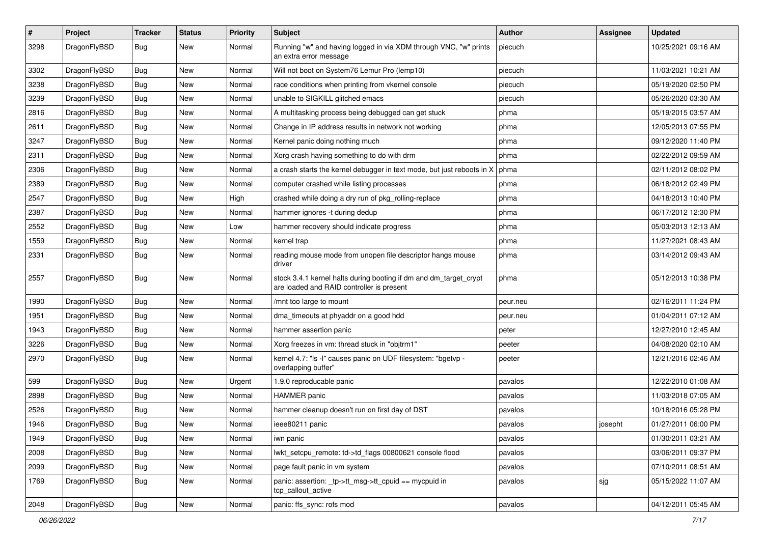| # | Project | Tracker | Status | Priority | Subject | Author | Assignee | Updated |
|---|---|---|---|---|---|---|---|---|
| 3298 | DragonFlyBSD | Bug | New | Normal | Running "w" and having logged in via XDM through VNC, "w" prints an extra error message | piecuch | | 10/25/2021 09:16 AM |
| 3302 | DragonFlyBSD | Bug | New | Normal | Will not boot on System76 Lemur Pro (lemp10) | piecuch | | 11/03/2021 10:21 AM |
| 3238 | DragonFlyBSD | Bug | New | Normal | race conditions when printing from vkernel console | piecuch | | 05/19/2020 02:50 PM |
| 3239 | DragonFlyBSD | Bug | New | Normal | unable to SIGKILL glitched emacs | piecuch | | 05/26/2020 03:30 AM |
| 2816 | DragonFlyBSD | Bug | New | Normal | A multitasking process being debugged can get stuck | phma | | 05/19/2015 03:57 AM |
| 2611 | DragonFlyBSD | Bug | New | Normal | Change in IP address results in network not working | phma | | 12/05/2013 07:55 PM |
| 3247 | DragonFlyBSD | Bug | New | Normal | Kernel panic doing nothing much | phma | | 09/12/2020 11:40 PM |
| 2311 | DragonFlyBSD | Bug | New | Normal | Xorg crash having something to do with drm | phma | | 02/22/2012 09:59 AM |
| 2306 | DragonFlyBSD | Bug | New | Normal | a crash starts the kernel debugger in text mode, but just reboots in X | phma | | 02/11/2012 08:02 PM |
| 2389 | DragonFlyBSD | Bug | New | Normal | computer crashed while listing processes | phma | | 06/18/2012 02:49 PM |
| 2547 | DragonFlyBSD | Bug | New | High | crashed while doing a dry run of pkg_rolling-replace | phma | | 04/18/2013 10:40 PM |
| 2387 | DragonFlyBSD | Bug | New | Normal | hammer ignores -t during dedup | phma | | 06/17/2012 12:30 PM |
| 2552 | DragonFlyBSD | Bug | New | Low | hammer recovery should indicate progress | phma | | 05/03/2013 12:13 AM |
| 1559 | DragonFlyBSD | Bug | New | Normal | kernel trap | phma | | 11/27/2021 08:43 AM |
| 2331 | DragonFlyBSD | Bug | New | Normal | reading mouse mode from unopen file descriptor hangs mouse driver | phma | | 03/14/2012 09:43 AM |
| 2557 | DragonFlyBSD | Bug | New | Normal | stock 3.4.1 kernel halts during booting if dm and dm_target_crypt are loaded and RAID controller is present | phma | | 05/12/2013 10:38 PM |
| 1990 | DragonFlyBSD | Bug | New | Normal | /mnt too large to mount | peur.neu | | 02/16/2011 11:24 PM |
| 1951 | DragonFlyBSD | Bug | New | Normal | dma_timeouts at phyaddr on a good hdd | peur.neu | | 01/04/2011 07:12 AM |
| 1943 | DragonFlyBSD | Bug | New | Normal | hammer assertion panic | peter | | 12/27/2010 12:45 AM |
| 3226 | DragonFlyBSD | Bug | New | Normal | Xorg freezes in vm: thread stuck in "objtrm1" | peeter | | 04/08/2020 02:10 AM |
| 2970 | DragonFlyBSD | Bug | New | Normal | kernel 4.7: "ls -l" causes panic on UDF filesystem: "bgetvp - overlapping buffer" | peeter | | 12/21/2016 02:46 AM |
| 599 | DragonFlyBSD | Bug | New | Urgent | 1.9.0 reproducable panic | pavalos | | 12/22/2010 01:08 AM |
| 2898 | DragonFlyBSD | Bug | New | Normal | HAMMER panic | pavalos | | 11/03/2018 07:05 AM |
| 2526 | DragonFlyBSD | Bug | New | Normal | hammer cleanup doesn't run on first day of DST | pavalos | | 10/18/2016 05:28 PM |
| 1946 | DragonFlyBSD | Bug | New | Normal | ieee80211 panic | pavalos | josepht | 01/27/2011 06:00 PM |
| 1949 | DragonFlyBSD | Bug | New | Normal | iwn panic | pavalos | | 01/30/2011 03:21 AM |
| 2008 | DragonFlyBSD | Bug | New | Normal | lwkt_setcpu_remote: td->td_flags 00800621 console flood | pavalos | | 03/06/2011 09:37 PM |
| 2099 | DragonFlyBSD | Bug | New | Normal | page fault panic in vm system | pavalos | | 07/10/2011 08:51 AM |
| 1769 | DragonFlyBSD | Bug | New | Normal | panic: assertion: _tp->tt_msg->tt_cpuid == mycpuid in tcp_callout_active | pavalos | sjg | 05/15/2022 11:07 AM |
| 2048 | DragonFlyBSD | Bug | New | Normal | panic: ffs_sync: rofs mod | pavalos | | 04/12/2011 05:45 AM |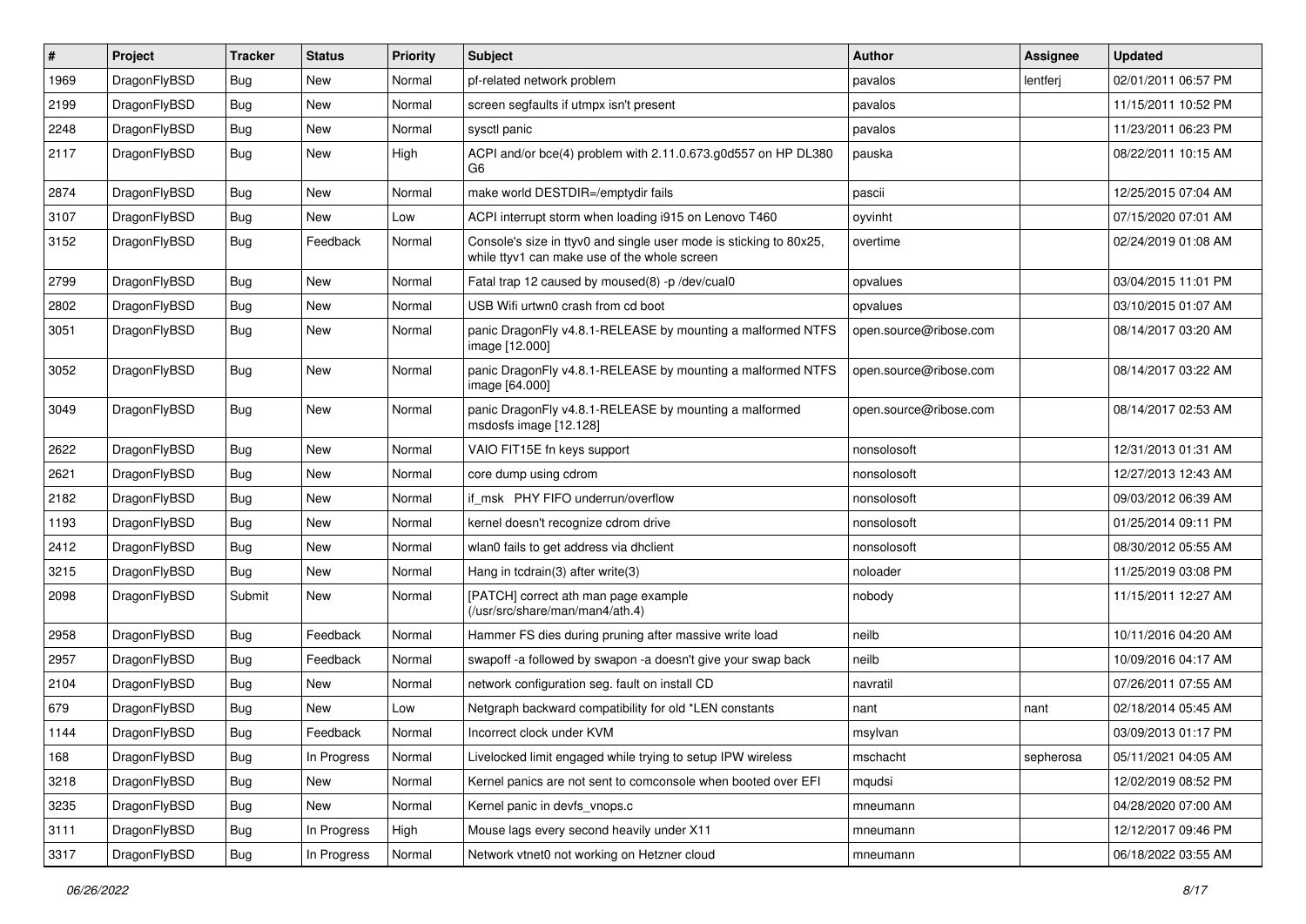| # | Project | Tracker | Status | Priority | Subject | Author | Assignee | Updated |
|---|---|---|---|---|---|---|---|---|
| 1969 | DragonFlyBSD | Bug | New | Normal | pf-related network problem | pavalos | lentferj | 02/01/2011 06:57 PM |
| 2199 | DragonFlyBSD | Bug | New | Normal | screen segfaults if utmpx isn't present | pavalos | | 11/15/2011 10:52 PM |
| 2248 | DragonFlyBSD | Bug | New | Normal | sysctl panic | pavalos | | 11/23/2011 06:23 PM |
| 2117 | DragonFlyBSD | Bug | New | High | ACPI and/or bce(4) problem with 2.11.0.673.g0d557 on HP DL380 G6 | pauska | | 08/22/2011 10:15 AM |
| 2874 | DragonFlyBSD | Bug | New | Normal | make world DESTDIR=/emptydir fails | pascii | | 12/25/2015 07:04 AM |
| 3107 | DragonFlyBSD | Bug | New | Low | ACPI interrupt storm when loading i915 on Lenovo T460 | oyvinht | | 07/15/2020 07:01 AM |
| 3152 | DragonFlyBSD | Bug | Feedback | Normal | Console's size in ttyv0 and single user mode is sticking to 80x25, while ttyv1 can make use of the whole screen | overtime | | 02/24/2019 01:08 AM |
| 2799 | DragonFlyBSD | Bug | New | Normal | Fatal trap 12 caused by moused(8) -p /dev/cual0 | opvalues | | 03/04/2015 11:01 PM |
| 2802 | DragonFlyBSD | Bug | New | Normal | USB Wifi urtwn0 crash from cd boot | opvalues | | 03/10/2015 01:07 AM |
| 3051 | DragonFlyBSD | Bug | New | Normal | panic DragonFly v4.8.1-RELEASE by mounting a malformed NTFS image [12.000] | open.source@ribose.com | | 08/14/2017 03:20 AM |
| 3052 | DragonFlyBSD | Bug | New | Normal | panic DragonFly v4.8.1-RELEASE by mounting a malformed NTFS image [64.000] | open.source@ribose.com | | 08/14/2017 03:22 AM |
| 3049 | DragonFlyBSD | Bug | New | Normal | panic DragonFly v4.8.1-RELEASE by mounting a malformed msdosfs image [12.128] | open.source@ribose.com | | 08/14/2017 02:53 AM |
| 2622 | DragonFlyBSD | Bug | New | Normal | VAIO FIT15E fn keys support | nonsolosoft | | 12/31/2013 01:31 AM |
| 2621 | DragonFlyBSD | Bug | New | Normal | core dump using cdrom | nonsolosoft | | 12/27/2013 12:43 AM |
| 2182 | DragonFlyBSD | Bug | New | Normal | if_msk PHY FIFO underrun/overflow | nonsolosoft | | 09/03/2012 06:39 AM |
| 1193 | DragonFlyBSD | Bug | New | Normal | kernel doesn't recognize cdrom drive | nonsolosoft | | 01/25/2014 09:11 PM |
| 2412 | DragonFlyBSD | Bug | New | Normal | wlan0 fails to get address via dhclient | nonsolosoft | | 08/30/2012 05:55 AM |
| 3215 | DragonFlyBSD | Bug | New | Normal | Hang in tcdrain(3) after write(3) | noloader | | 11/25/2019 03:08 PM |
| 2098 | DragonFlyBSD | Submit | New | Normal | [PATCH] correct ath man page example (/usr/src/share/man/man4/ath.4) | nobody | | 11/15/2011 12:27 AM |
| 2958 | DragonFlyBSD | Bug | Feedback | Normal | Hammer FS dies during pruning after massive write load | neilb | | 10/11/2016 04:20 AM |
| 2957 | DragonFlyBSD | Bug | Feedback | Normal | swapoff -a followed by swapon -a doesn't give your swap back | neilb | | 10/09/2016 04:17 AM |
| 2104 | DragonFlyBSD | Bug | New | Normal | network configuration seg. fault on install CD | navratil | | 07/26/2011 07:55 AM |
| 679 | DragonFlyBSD | Bug | New | Low | Netgraph backward compatibility for old *LEN constants | nant | nant | 02/18/2014 05:45 AM |
| 1144 | DragonFlyBSD | Bug | Feedback | Normal | Incorrect clock under KVM | msylvan | | 03/09/2013 01:17 PM |
| 168 | DragonFlyBSD | Bug | In Progress | Normal | Livelocked limit engaged while trying to setup IPW wireless | mschacht | sepherosa | 05/11/2021 04:05 AM |
| 3218 | DragonFlyBSD | Bug | New | Normal | Kernel panics are not sent to comconsole when booted over EFI | mqudsi | | 12/02/2019 08:52 PM |
| 3235 | DragonFlyBSD | Bug | New | Normal | Kernel panic in devfs_vnops.c | mneumann | | 04/28/2020 07:00 AM |
| 3111 | DragonFlyBSD | Bug | In Progress | High | Mouse lags every second heavily under X11 | mneumann | | 12/12/2017 09:46 PM |
| 3317 | DragonFlyBSD | Bug | In Progress | Normal | Network vtnet0 not working on Hetzner cloud | mneumann | | 06/18/2022 03:55 AM |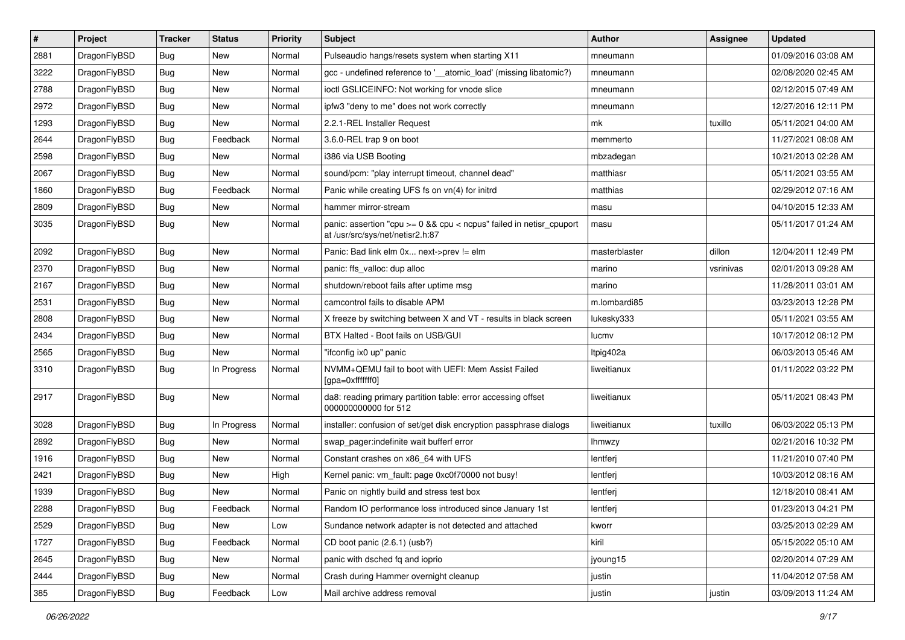| # | Project | Tracker | Status | Priority | Subject | Author | Assignee | Updated |
|---|---|---|---|---|---|---|---|---|
| 2881 | DragonFlyBSD | Bug | New | Normal | Pulseaudio hangs/resets system when starting X11 | mneumann | | 01/09/2016 03:08 AM |
| 3222 | DragonFlyBSD | Bug | New | Normal | gcc - undefined reference to '__atomic_load' (missing libatomic?) | mneumann | | 02/08/2020 02:45 AM |
| 2788 | DragonFlyBSD | Bug | New | Normal | ioctl GSLICEINFO: Not working for vnode slice | mneumann | | 02/12/2015 07:49 AM |
| 2972 | DragonFlyBSD | Bug | New | Normal | ipfw3 "deny to me" does not work correctly | mneumann | | 12/27/2016 12:11 PM |
| 1293 | DragonFlyBSD | Bug | New | Normal | 2.2.1-REL Installer Request | mk | tuxillo | 05/11/2021 04:00 AM |
| 2644 | DragonFlyBSD | Bug | Feedback | Normal | 3.6.0-REL trap 9 on boot | memmerto | | 11/27/2021 08:08 AM |
| 2598 | DragonFlyBSD | Bug | New | Normal | i386 via USB Booting | mbzadegan | | 10/21/2013 02:28 AM |
| 2067 | DragonFlyBSD | Bug | New | Normal | sound/pcm: "play interrupt timeout, channel dead" | matthiasr | | 05/11/2021 03:55 AM |
| 1860 | DragonFlyBSD | Bug | Feedback | Normal | Panic while creating UFS fs on vn(4) for initrd | matthias | | 02/29/2012 07:16 AM |
| 2809 | DragonFlyBSD | Bug | New | Normal | hammer mirror-stream | masu | | 04/10/2015 12:33 AM |
| 3035 | DragonFlyBSD | Bug | New | Normal | panic: assertion "cpu >= 0 && cpu < ncpus" failed in netisr_cpuport at /usr/src/sys/net/netisr2.h:87 | masu | | 05/11/2017 01:24 AM |
| 2092 | DragonFlyBSD | Bug | New | Normal | Panic: Bad link elm 0x... next->prev != elm | masterblaster | dillon | 12/04/2011 12:49 PM |
| 2370 | DragonFlyBSD | Bug | New | Normal | panic: ffs_valloc: dup alloc | marino | vsrinivas | 02/01/2013 09:28 AM |
| 2167 | DragonFlyBSD | Bug | New | Normal | shutdown/reboot fails after uptime msg | marino | | 11/28/2011 03:01 AM |
| 2531 | DragonFlyBSD | Bug | New | Normal | camcontrol fails to disable APM | m.lombardi85 | | 03/23/2013 12:28 PM |
| 2808 | DragonFlyBSD | Bug | New | Normal | X freeze by switching between X and VT - results in black screen | lukesky333 | | 05/11/2021 03:55 AM |
| 2434 | DragonFlyBSD | Bug | New | Normal | BTX Halted - Boot fails on USB/GUI | lucmv | | 10/17/2012 08:12 PM |
| 2565 | DragonFlyBSD | Bug | New | Normal | "ifconfig ix0 up" panic | ltpig402a | | 06/03/2013 05:46 AM |
| 3310 | DragonFlyBSD | Bug | In Progress | Normal | NVMM+QEMU fail to boot with UEFI: Mem Assist Failed [gpa=0xfffffff0] | liweitianux | | 01/11/2022 03:22 PM |
| 2917 | DragonFlyBSD | Bug | New | Normal | da8: reading primary partition table: error accessing offset 000000000000 for 512 | liweitianux | | 05/11/2021 08:43 PM |
| 3028 | DragonFlyBSD | Bug | In Progress | Normal | installer: confusion of set/get disk encryption passphrase dialogs | liweitianux | tuxillo | 06/03/2022 05:13 PM |
| 2892 | DragonFlyBSD | Bug | New | Normal | swap_pager:indefinite wait bufferf error | lhmwzy | | 02/21/2016 10:32 PM |
| 1916 | DragonFlyBSD | Bug | New | Normal | Constant crashes on x86_64 with UFS | lentferj | | 11/21/2010 07:40 PM |
| 2421 | DragonFlyBSD | Bug | New | High | Kernel panic: vm_fault: page 0xc0f70000 not busy! | lentferj | | 10/03/2012 08:16 AM |
| 1939 | DragonFlyBSD | Bug | New | Normal | Panic on nightly build and stress test box | lentferj | | 12/18/2010 08:41 AM |
| 2288 | DragonFlyBSD | Bug | Feedback | Normal | Random IO performance loss introduced since January 1st | lentferj | | 01/23/2013 04:21 PM |
| 2529 | DragonFlyBSD | Bug | New | Low | Sundance network adapter is not detected and attached | kworr | | 03/25/2013 02:29 AM |
| 1727 | DragonFlyBSD | Bug | Feedback | Normal | CD boot panic (2.6.1) (usb?) | kiril | | 05/15/2022 05:10 AM |
| 2645 | DragonFlyBSD | Bug | New | Normal | panic with dsched fq and ioprio | jyoung15 | | 02/20/2014 07:29 AM |
| 2444 | DragonFlyBSD | Bug | New | Normal | Crash during Hammer overnight cleanup | justin | | 11/04/2012 07:58 AM |
| 385 | DragonFlyBSD | Bug | Feedback | Low | Mail archive address removal | justin | justin | 03/09/2013 11:24 AM |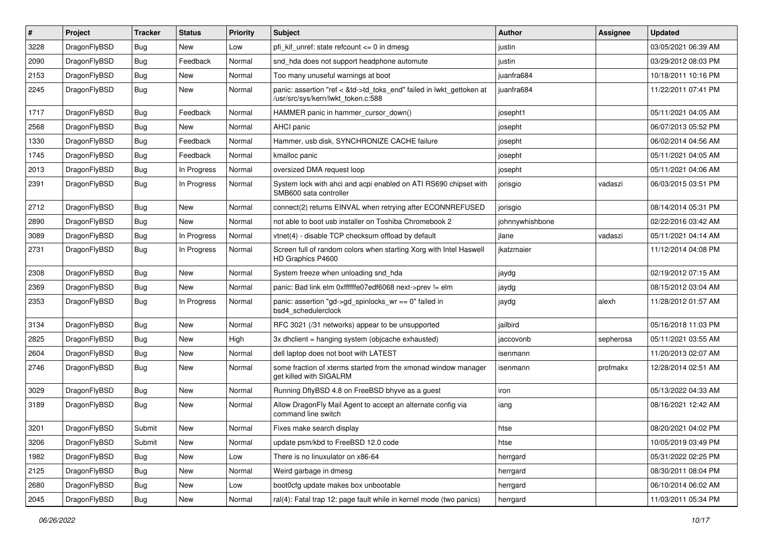| # | Project | Tracker | Status | Priority | Subject | Author | Assignee | Updated |
|---|---|---|---|---|---|---|---|---|
| 3228 | DragonFlyBSD | Bug | New | Low | pfi_kif_unref: state refcount <= 0 in dmesg | justin | | 03/05/2021 06:39 AM |
| 2090 | DragonFlyBSD | Bug | Feedback | Normal | snd_hda does not support headphone automute | justin | | 03/29/2012 08:03 PM |
| 2153 | DragonFlyBSD | Bug | New | Normal | Too many unuseful warnings at boot | juanfra684 | | 10/18/2011 10:16 PM |
| 2245 | DragonFlyBSD | Bug | New | Normal | panic: assertion "ref < &td->td_toks_end" failed in lwkt_gettoken at /usr/src/sys/kern/lwkt_token.c:588 | juanfra684 | | 11/22/2011 07:41 PM |
| 1717 | DragonFlyBSD | Bug | Feedback | Normal | HAMMER panic in hammer_cursor_down() | josepht1 | | 05/11/2021 04:05 AM |
| 2568 | DragonFlyBSD | Bug | New | Normal | AHCI panic | josepht | | 06/07/2013 05:52 PM |
| 1330 | DragonFlyBSD | Bug | Feedback | Normal | Hammer, usb disk, SYNCHRONIZE CACHE failure | josepht | | 06/02/2014 04:56 AM |
| 1745 | DragonFlyBSD | Bug | Feedback | Normal | kmalloc panic | josepht | | 05/11/2021 04:05 AM |
| 2013 | DragonFlyBSD | Bug | In Progress | Normal | oversized DMA request loop | josepht | | 05/11/2021 04:06 AM |
| 2391 | DragonFlyBSD | Bug | In Progress | Normal | System lock with ahci and acpi enabled on ATI RS690 chipset with SMB600 sata controller | jorisgio | vadaszi | 06/03/2015 03:51 PM |
| 2712 | DragonFlyBSD | Bug | New | Normal | connect(2) returns EINVAL when retrying after ECONNREFUSED | jorisgio | | 08/14/2014 05:31 PM |
| 2890 | DragonFlyBSD | Bug | New | Normal | not able to boot usb installer on Toshiba Chromebook 2 | johnnywhishbone | | 02/22/2016 03:42 AM |
| 3089 | DragonFlyBSD | Bug | In Progress | Normal | vtnet(4) - disable TCP checksum offload by default | jlane | vadaszi | 05/11/2021 04:14 AM |
| 2731 | DragonFlyBSD | Bug | In Progress | Normal | Screen full of random colors when starting Xorg with Intel Haswell HD Graphics P4600 | jkatzmaier | | 11/12/2014 04:08 PM |
| 2308 | DragonFlyBSD | Bug | New | Normal | System freeze when unloading snd_hda | jaydg | | 02/19/2012 07:15 AM |
| 2369 | DragonFlyBSD | Bug | New | Normal | panic: Bad link elm 0xffffffe07edf6068 next->prev != elm | jaydg | | 08/15/2012 03:04 AM |
| 2353 | DragonFlyBSD | Bug | In Progress | Normal | panic: assertion "gd->gd_spinlocks_wr == 0" failed in bsd4_schedulerclock | jaydg | alexh | 11/28/2012 01:57 AM |
| 3134 | DragonFlyBSD | Bug | New | Normal | RFC 3021 (/31 networks) appear to be unsupported | jailbird | | 05/16/2018 11:03 PM |
| 2825 | DragonFlyBSD | Bug | New | High | 3x dhclient = hanging system (objcache exhausted) | jaccovonb | sepherosa | 05/11/2021 03:55 AM |
| 2604 | DragonFlyBSD | Bug | New | Normal | dell laptop does not boot with LATEST | isenmann | | 11/20/2013 02:07 AM |
| 2746 | DragonFlyBSD | Bug | New | Normal | some fraction of xterms started from the xmonad window manager get killed with SIGALRM | isenmann | profmakx | 12/28/2014 02:51 AM |
| 3029 | DragonFlyBSD | Bug | New | Normal | Running DflyBSD 4.8 on FreeBSD bhyve as a guest | iron | | 05/13/2022 04:33 AM |
| 3189 | DragonFlyBSD | Bug | New | Normal | Allow DragonFly Mail Agent to accept an alternate config via command line switch | iang | | 08/16/2021 12:42 AM |
| 3201 | DragonFlyBSD | Submit | New | Normal | Fixes make search display | htse | | 08/20/2021 04:02 PM |
| 3206 | DragonFlyBSD | Submit | New | Normal | update psm/kbd to FreeBSD 12.0 code | htse | | 10/05/2019 03:49 PM |
| 1982 | DragonFlyBSD | Bug | New | Low | There is no linuxulator on x86-64 | herrgard | | 05/31/2022 02:25 PM |
| 2125 | DragonFlyBSD | Bug | New | Normal | Weird garbage in dmesg | herrgard | | 08/30/2011 08:04 PM |
| 2680 | DragonFlyBSD | Bug | New | Low | boot0cfg update makes box unbootable | herrgard | | 06/10/2014 06:02 AM |
| 2045 | DragonFlyBSD | Bug | New | Normal | ral(4): Fatal trap 12: page fault while in kernel mode (two panics) | herrgard | | 11/03/2011 05:34 PM |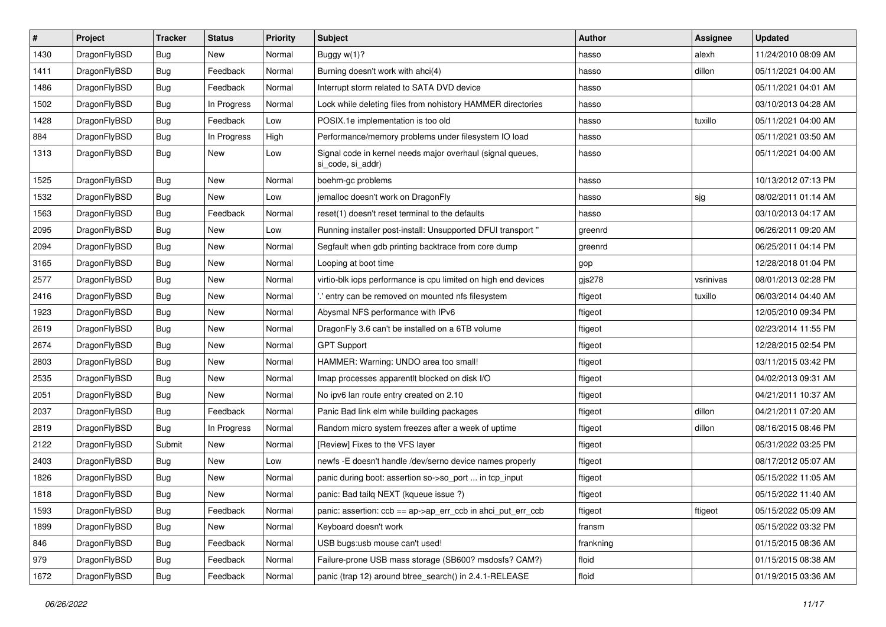| # | Project | Tracker | Status | Priority | Subject | Author | Assignee | Updated |
|---|---|---|---|---|---|---|---|---|
| 1430 | DragonFlyBSD | Bug | New | Normal | Buggy w(1)? | hasso | alexh | 11/24/2010 08:09 AM |
| 1411 | DragonFlyBSD | Bug | Feedback | Normal | Burning doesn't work with ahci(4) | hasso | dillon | 05/11/2021 04:00 AM |
| 1486 | DragonFlyBSD | Bug | Feedback | Normal | Interrupt storm related to SATA DVD device | hasso | | 05/11/2021 04:01 AM |
| 1502 | DragonFlyBSD | Bug | In Progress | Normal | Lock while deleting files from nohistory HAMMER directories | hasso | | 03/10/2013 04:28 AM |
| 1428 | DragonFlyBSD | Bug | Feedback | Low | POSIX.1e implementation is too old | hasso | tuxillo | 05/11/2021 04:00 AM |
| 884 | DragonFlyBSD | Bug | In Progress | High | Performance/memory problems under filesystem IO load | hasso | | 05/11/2021 03:50 AM |
| 1313 | DragonFlyBSD | Bug | New | Low | Signal code in kernel needs major overhaul (signal queues, si_code, si_addr) | hasso | | 05/11/2021 04:00 AM |
| 1525 | DragonFlyBSD | Bug | New | Normal | boehm-gc problems | hasso | | 10/13/2012 07:13 PM |
| 1532 | DragonFlyBSD | Bug | New | Low | jemalloc doesn't work on DragonFly | hasso | sjg | 08/02/2011 01:14 AM |
| 1563 | DragonFlyBSD | Bug | Feedback | Normal | reset(1) doesn't reset terminal to the defaults | hasso | | 03/10/2013 04:17 AM |
| 2095 | DragonFlyBSD | Bug | New | Low | Running installer post-install: Unsupported DFUI transport " | greenrd | | 06/26/2011 09:20 AM |
| 2094 | DragonFlyBSD | Bug | New | Normal | Segfault when gdb printing backtrace from core dump | greenrd | | 06/25/2011 04:14 PM |
| 3165 | DragonFlyBSD | Bug | New | Normal | Looping at boot time | gop | | 12/28/2018 01:04 PM |
| 2577 | DragonFlyBSD | Bug | New | Normal | virtio-blk iops performance is cpu limited on high end devices | gjs278 | vsrinivas | 08/01/2013 02:28 PM |
| 2416 | DragonFlyBSD | Bug | New | Normal | '.' entry can be removed on mounted nfs filesystem | ftigeot | tuxillo | 06/03/2014 04:40 AM |
| 1923 | DragonFlyBSD | Bug | New | Normal | Abysmal NFS performance with IPv6 | ftigeot | | 12/05/2010 09:34 PM |
| 2619 | DragonFlyBSD | Bug | New | Normal | DragonFly 3.6 can't be installed on a 6TB volume | ftigeot | | 02/23/2014 11:55 PM |
| 2674 | DragonFlyBSD | Bug | New | Normal | GPT Support | ftigeot | | 12/28/2015 02:54 PM |
| 2803 | DragonFlyBSD | Bug | New | Normal | HAMMER: Warning: UNDO area too small! | ftigeot | | 03/11/2015 03:42 PM |
| 2535 | DragonFlyBSD | Bug | New | Normal | Imap processes apparentlt blocked on disk I/O | ftigeot | | 04/02/2013 09:31 AM |
| 2051 | DragonFlyBSD | Bug | New | Normal | No ipv6 lan route entry created on 2.10 | ftigeot | | 04/21/2011 10:37 AM |
| 2037 | DragonFlyBSD | Bug | Feedback | Normal | Panic Bad link elm while building packages | ftigeot | dillon | 04/21/2011 07:20 AM |
| 2819 | DragonFlyBSD | Bug | In Progress | Normal | Random micro system freezes after a week of uptime | ftigeot | dillon | 08/16/2015 08:46 PM |
| 2122 | DragonFlyBSD | Submit | New | Normal | [Review] Fixes to the VFS layer | ftigeot | | 05/31/2022 03:25 PM |
| 2403 | DragonFlyBSD | Bug | New | Low | newfs -E doesn't handle /dev/serno device names properly | ftigeot | | 08/17/2012 05:07 AM |
| 1826 | DragonFlyBSD | Bug | New | Normal | panic during boot: assertion so->so_port ... in tcp_input | ftigeot | | 05/15/2022 11:05 AM |
| 1818 | DragonFlyBSD | Bug | New | Normal | panic: Bad tailq NEXT (kqueue issue ?) | ftigeot | | 05/15/2022 11:40 AM |
| 1593 | DragonFlyBSD | Bug | Feedback | Normal | panic: assertion: ccb == ap->ap_err_ccb in ahci_put_err_ccb | ftigeot | ftigeot | 05/15/2022 05:09 AM |
| 1899 | DragonFlyBSD | Bug | New | Normal | Keyboard doesn't work | fransm | | 05/15/2022 03:32 PM |
| 846 | DragonFlyBSD | Bug | Feedback | Normal | USB bugs:usb mouse can't used! | frankning | | 01/15/2015 08:36 AM |
| 979 | DragonFlyBSD | Bug | Feedback | Normal | Failure-prone USB mass storage (SB600? msdosfs? CAM?) | floid | | 01/15/2015 08:38 AM |
| 1672 | DragonFlyBSD | Bug | Feedback | Normal | panic (trap 12) around btree_search() in 2.4.1-RELEASE | floid | | 01/19/2015 03:36 AM |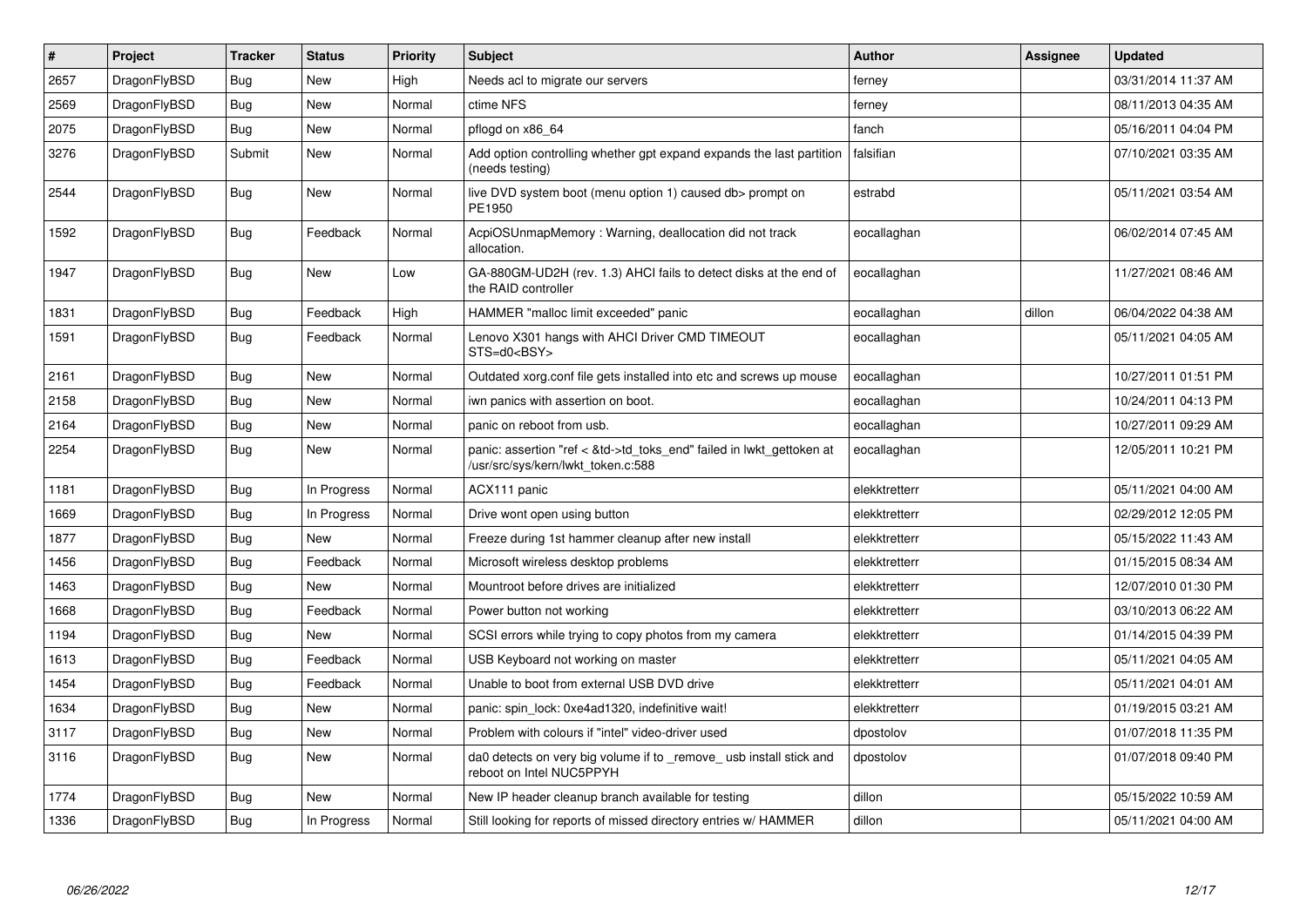| # | Project | Tracker | Status | Priority | Subject | Author | Assignee | Updated |
|---|---|---|---|---|---|---|---|---|
| 2657 | DragonFlyBSD | Bug | New | High | Needs acl to migrate our servers | ferney | | 03/31/2014 11:37 AM |
| 2569 | DragonFlyBSD | Bug | New | Normal | ctime NFS | ferney | | 08/11/2013 04:35 AM |
| 2075 | DragonFlyBSD | Bug | New | Normal | pflogd on x86_64 | fanch | | 05/16/2011 04:04 PM |
| 3276 | DragonFlyBSD | Submit | New | Normal | Add option controlling whether gpt expand expands the last partition (needs testing) | falsifian | | 07/10/2021 03:35 AM |
| 2544 | DragonFlyBSD | Bug | New | Normal | live DVD system boot (menu option 1) caused db> prompt on PE1950 | estrabd | | 05/11/2021 03:54 AM |
| 1592 | DragonFlyBSD | Bug | Feedback | Normal | AcpiOSUnmapMemory : Warning, deallocation did not track allocation. | eocallaghan | | 06/02/2014 07:45 AM |
| 1947 | DragonFlyBSD | Bug | New | Low | GA-880GM-UD2H (rev. 1.3) AHCI fails to detect disks at the end of the RAID controller | eocallaghan | | 11/27/2021 08:46 AM |
| 1831 | DragonFlyBSD | Bug | Feedback | High | HAMMER "malloc limit exceeded" panic | eocallaghan | dillon | 06/04/2022 04:38 AM |
| 1591 | DragonFlyBSD | Bug | Feedback | Normal | Lenovo X301 hangs with AHCI Driver CMD TIMEOUT STS=d0<BSY> | eocallaghan | | 05/11/2021 04:05 AM |
| 2161 | DragonFlyBSD | Bug | New | Normal | Outdated xorg.conf file gets installed into etc and screws up mouse | eocallaghan | | 10/27/2011 01:51 PM |
| 2158 | DragonFlyBSD | Bug | New | Normal | iwn panics with assertion on boot. | eocallaghan | | 10/24/2011 04:13 PM |
| 2164 | DragonFlyBSD | Bug | New | Normal | panic on reboot from usb. | eocallaghan | | 10/27/2011 09:29 AM |
| 2254 | DragonFlyBSD | Bug | New | Normal | panic: assertion "ref < &td->td_toks_end" failed in lwkt_gettoken at /usr/src/sys/kern/lwkt_token.c:588 | eocallaghan | | 12/05/2011 10:21 PM |
| 1181 | DragonFlyBSD | Bug | In Progress | Normal | ACX111 panic | elekktretterr | | 05/11/2021 04:00 AM |
| 1669 | DragonFlyBSD | Bug | In Progress | Normal | Drive wont open using button | elekktretterr | | 02/29/2012 12:05 PM |
| 1877 | DragonFlyBSD | Bug | New | Normal | Freeze during 1st hammer cleanup after new install | elekktretterr | | 05/15/2022 11:43 AM |
| 1456 | DragonFlyBSD | Bug | Feedback | Normal | Microsoft wireless desktop problems | elekktretterr | | 01/15/2015 08:34 AM |
| 1463 | DragonFlyBSD | Bug | New | Normal | Mountroot before drives are initialized | elekktretterr | | 12/07/2010 01:30 PM |
| 1668 | DragonFlyBSD | Bug | Feedback | Normal | Power button not working | elekktretterr | | 03/10/2013 06:22 AM |
| 1194 | DragonFlyBSD | Bug | New | Normal | SCSI errors while trying to copy photos from my camera | elekktretterr | | 01/14/2015 04:39 PM |
| 1613 | DragonFlyBSD | Bug | Feedback | Normal | USB Keyboard not working on master | elekktretterr | | 05/11/2021 04:05 AM |
| 1454 | DragonFlyBSD | Bug | Feedback | Normal | Unable to boot from external USB DVD drive | elekktretterr | | 05/11/2021 04:01 AM |
| 1634 | DragonFlyBSD | Bug | New | Normal | panic: spin_lock: 0xe4ad1320, indefinitive wait! | elekktretterr | | 01/19/2015 03:21 AM |
| 3117 | DragonFlyBSD | Bug | New | Normal | Problem with colours if "intel" video-driver used | dpostolov | | 01/07/2018 11:35 PM |
| 3116 | DragonFlyBSD | Bug | New | Normal | da0 detects on very big volume if to _remove_ usb install stick and reboot on Intel NUC5PPYH | dpostolov | | 01/07/2018 09:40 PM |
| 1774 | DragonFlyBSD | Bug | New | Normal | New IP header cleanup branch available for testing | dillon | | 05/15/2022 10:59 AM |
| 1336 | DragonFlyBSD | Bug | In Progress | Normal | Still looking for reports of missed directory entries w/ HAMMER | dillon | | 05/11/2021 04:00 AM |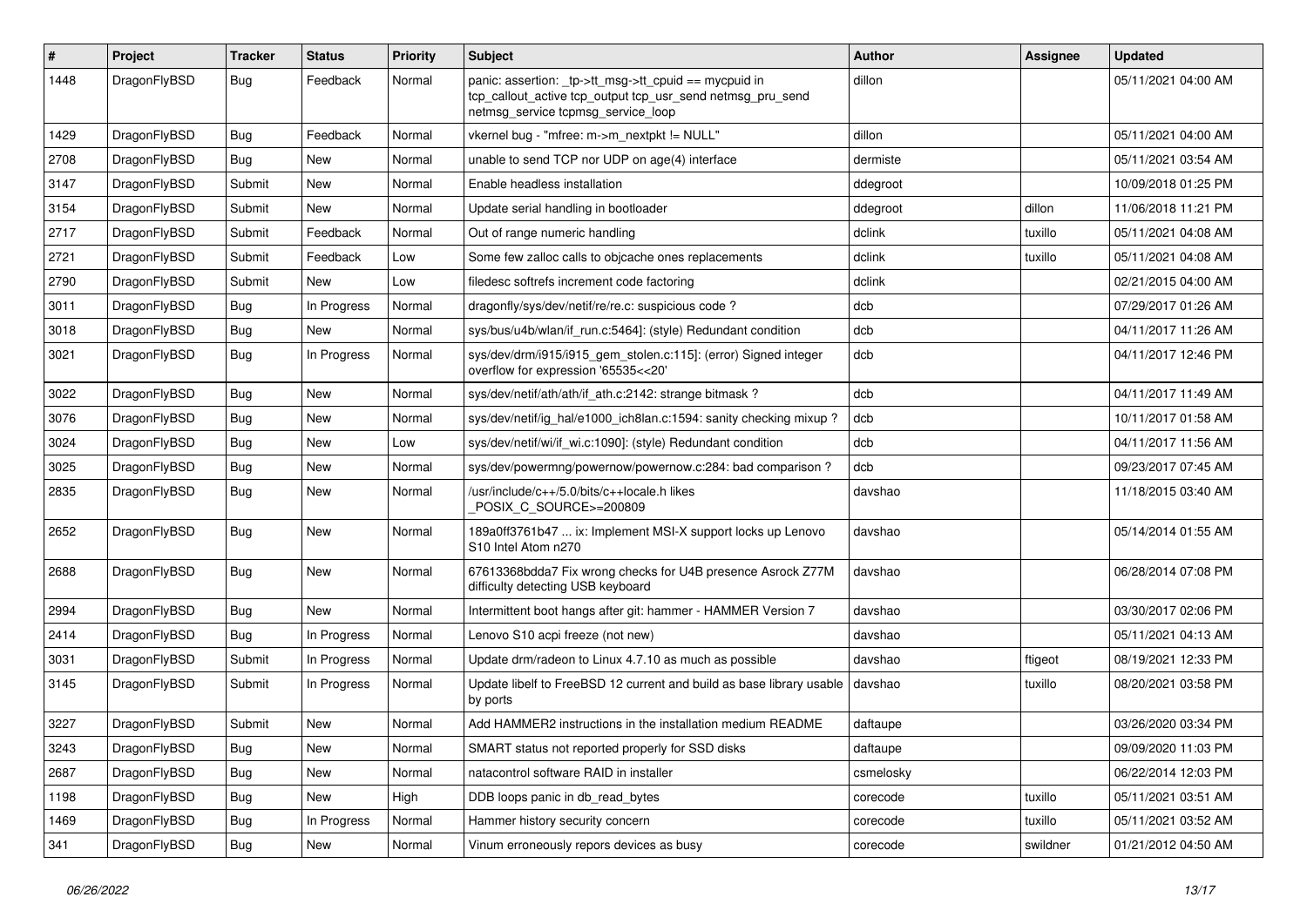| # | Project | Tracker | Status | Priority | Subject | Author | Assignee | Updated |
|---|---|---|---|---|---|---|---|---|
| 1448 | DragonFlyBSD | Bug | Feedback | Normal | panic: assertion: _tp->tt_msg->tt_cpuid == mycpuid in tcp_callout_active tcp_output tcp_usr_send netmsg_pru_send netmsg_service tcpmsg_service_loop | dillon | | 05/11/2021 04:00 AM |
| 1429 | DragonFlyBSD | Bug | Feedback | Normal | vkernel bug - "mfree: m->m_nextpkt != NULL" | dillon | | 05/11/2021 04:00 AM |
| 2708 | DragonFlyBSD | Bug | New | Normal | unable to send TCP nor UDP on age(4) interface | dermiste | | 05/11/2021 03:54 AM |
| 3147 | DragonFlyBSD | Submit | New | Normal | Enable headless installation | ddegroot | | 10/09/2018 01:25 PM |
| 3154 | DragonFlyBSD | Submit | New | Normal | Update serial handling in bootloader | ddegroot | dillon | 11/06/2018 11:21 PM |
| 2717 | DragonFlyBSD | Submit | Feedback | Normal | Out of range numeric handling | dclink | tuxillo | 05/11/2021 04:08 AM |
| 2721 | DragonFlyBSD | Submit | Feedback | Low | Some few zalloc calls to objcache ones replacements | dclink | tuxillo | 05/11/2021 04:08 AM |
| 2790 | DragonFlyBSD | Submit | New | Low | filedesc softrefs increment code factoring | dclink | | 02/21/2015 04:00 AM |
| 3011 | DragonFlyBSD | Bug | In Progress | Normal | dragonfly/sys/dev/netif/re/re.c: suspicious code ? | dcb | | 07/29/2017 01:26 AM |
| 3018 | DragonFlyBSD | Bug | New | Normal | sys/bus/u4b/wlan/if_run.c:5464]: (style) Redundant condition | dcb | | 04/11/2017 11:26 AM |
| 3021 | DragonFlyBSD | Bug | In Progress | Normal | sys/dev/drm/i915/i915_gem_stolen.c:115]: (error) Signed integer overflow for expression '65535<<20' | dcb | | 04/11/2017 12:46 PM |
| 3022 | DragonFlyBSD | Bug | New | Normal | sys/dev/netif/ath/ath/if_ath.c:2142: strange bitmask ? | dcb | | 04/11/2017 11:49 AM |
| 3076 | DragonFlyBSD | Bug | New | Normal | sys/dev/netif/ig_hal/e1000_ich8lan.c:1594: sanity checking mixup ? | dcb | | 10/11/2017 01:58 AM |
| 3024 | DragonFlyBSD | Bug | New | Low | sys/dev/netif/wi/if_wi.c:1090]: (style) Redundant condition | dcb | | 04/11/2017 11:56 AM |
| 3025 | DragonFlyBSD | Bug | New | Normal | sys/dev/powermng/powernow/powernow.c:284: bad comparison ? | dcb | | 09/23/2017 07:45 AM |
| 2835 | DragonFlyBSD | Bug | New | Normal | /usr/include/c++/5.0/bits/c++locale.h likes _POSIX_C_SOURCE>=200809 | davshao | | 11/18/2015 03:40 AM |
| 2652 | DragonFlyBSD | Bug | New | Normal | 189a0ff3761b47 ... ix: Implement MSI-X support locks up Lenovo S10 Intel Atom n270 | davshao | | 05/14/2014 01:55 AM |
| 2688 | DragonFlyBSD | Bug | New | Normal | 67613368bdda7 Fix wrong checks for U4B presence Asrock Z77M difficulty detecting USB keyboard | davshao | | 06/28/2014 07:08 PM |
| 2994 | DragonFlyBSD | Bug | New | Normal | Intermittent boot hangs after git: hammer - HAMMER Version 7 | davshao | | 03/30/2017 02:06 PM |
| 2414 | DragonFlyBSD | Bug | In Progress | Normal | Lenovo S10 acpi freeze (not new) | davshao | | 05/11/2021 04:13 AM |
| 3031 | DragonFlyBSD | Submit | In Progress | Normal | Update drm/radeon to Linux 4.7.10 as much as possible | davshao | ftigeot | 08/19/2021 12:33 PM |
| 3145 | DragonFlyBSD | Submit | In Progress | Normal | Update libelf to FreeBSD 12 current and build as base library usable by ports | davshao | tuxillo | 08/20/2021 03:58 PM |
| 3227 | DragonFlyBSD | Submit | New | Normal | Add HAMMER2 instructions in the installation medium README | daftaupe | | 03/26/2020 03:34 PM |
| 3243 | DragonFlyBSD | Bug | New | Normal | SMART status not reported properly for SSD disks | daftaupe | | 09/09/2020 11:03 PM |
| 2687 | DragonFlyBSD | Bug | New | Normal | natacontrol software RAID in installer | csmelosky | | 06/22/2014 12:03 PM |
| 1198 | DragonFlyBSD | Bug | New | High | DDB loops panic in db_read_bytes | corecode | tuxillo | 05/11/2021 03:51 AM |
| 1469 | DragonFlyBSD | Bug | In Progress | Normal | Hammer history security concern | corecode | tuxillo | 05/11/2021 03:52 AM |
| 341 | DragonFlyBSD | Bug | New | Normal | Vinum erroneously repors devices as busy | corecode | swildner | 01/21/2012 04:50 AM |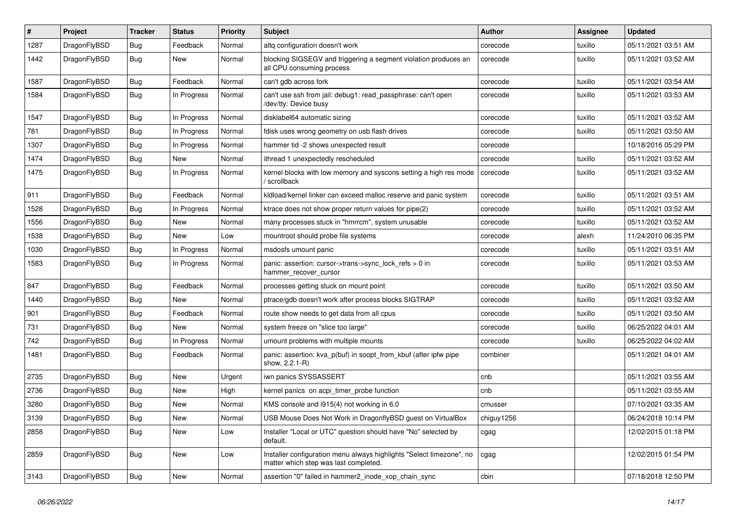| # | Project | Tracker | Status | Priority | Subject | Author | Assignee | Updated |
|---|---|---|---|---|---|---|---|---|
| 1287 | DragonFlyBSD | Bug | Feedback | Normal | altq configuration doesn't work | corecode | tuxillo | 05/11/2021 03:51 AM |
| 1442 | DragonFlyBSD | Bug | New | Normal | blocking SIGSEGV and triggering a segment violation produces an all CPU consuming process | corecode | tuxillo | 05/11/2021 03:52 AM |
| 1587 | DragonFlyBSD | Bug | Feedback | Normal | can't gdb across fork | corecode | tuxillo | 05/11/2021 03:54 AM |
| 1584 | DragonFlyBSD | Bug | In Progress | Normal | can't use ssh from jail: debug1: read_passphrase: can't open /dev/tty: Device busy | corecode | tuxillo | 05/11/2021 03:53 AM |
| 1547 | DragonFlyBSD | Bug | In Progress | Normal | disklabel64 automatic sizing | corecode | tuxillo | 05/11/2021 03:52 AM |
| 781 | DragonFlyBSD | Bug | In Progress | Normal | fdisk uses wrong geometry on usb flash drives | corecode | tuxillo | 05/11/2021 03:50 AM |
| 1307 | DragonFlyBSD | Bug | In Progress | Normal | hammer tid -2 shows unexpected result | corecode | | 10/18/2016 05:29 PM |
| 1474 | DragonFlyBSD | Bug | New | Normal | ithread 1 unexpectedly rescheduled | corecode | tuxillo | 05/11/2021 03:52 AM |
| 1475 | DragonFlyBSD | Bug | In Progress | Normal | kernel blocks with low memory and syscons setting a high res mode / scrollback | corecode | tuxillo | 05/11/2021 03:52 AM |
| 911 | DragonFlyBSD | Bug | Feedback | Normal | kldload/kernel linker can exceed malloc reserve and panic system | corecode | tuxillo | 05/11/2021 03:51 AM |
| 1528 | DragonFlyBSD | Bug | In Progress | Normal | ktrace does not show proper return values for pipe(2) | corecode | tuxillo | 05/11/2021 03:52 AM |
| 1556 | DragonFlyBSD | Bug | New | Normal | many processes stuck in "hmrrcm", system unusable | corecode | tuxillo | 05/11/2021 03:52 AM |
| 1538 | DragonFlyBSD | Bug | New | Low | mountroot should probe file systems | corecode | alexh | 11/24/2010 06:35 PM |
| 1030 | DragonFlyBSD | Bug | In Progress | Normal | msdosfs umount panic | corecode | tuxillo | 05/11/2021 03:51 AM |
| 1583 | DragonFlyBSD | Bug | In Progress | Normal | panic: assertion: cursor->trans->sync_lock_refs > 0 in hammer_recover_cursor | corecode | tuxillo | 05/11/2021 03:53 AM |
| 847 | DragonFlyBSD | Bug | Feedback | Normal | processes getting stuck on mount point | corecode | tuxillo | 05/11/2021 03:50 AM |
| 1440 | DragonFlyBSD | Bug | New | Normal | ptrace/gdb doesn't work after process blocks SIGTRAP | corecode | tuxillo | 05/11/2021 03:52 AM |
| 901 | DragonFlyBSD | Bug | Feedback | Normal | route show needs to get data from all cpus | corecode | tuxillo | 05/11/2021 03:50 AM |
| 731 | DragonFlyBSD | Bug | New | Normal | system freeze on "slice too large" | corecode | tuxillo | 06/25/2022 04:01 AM |
| 742 | DragonFlyBSD | Bug | In Progress | Normal | umount problems with multiple mounts | corecode | tuxillo | 06/25/2022 04:02 AM |
| 1481 | DragonFlyBSD | Bug | Feedback | Normal | panic: assertion: kva_p(buf) in soopt_from_kbuf (after ipfw pipe show, 2.2.1-R) | combiner | | 05/11/2021 04:01 AM |
| 2735 | DragonFlyBSD | Bug | New | Urgent | iwn panics SYSSASSERT | cnb | | 05/11/2021 03:55 AM |
| 2736 | DragonFlyBSD | Bug | New | High | kernel panics on acpi_timer_probe function | cnb | | 05/11/2021 03:55 AM |
| 3280 | DragonFlyBSD | Bug | New | Normal | KMS console and i915(4) not working in 6.0 | cmusser | | 07/10/2021 03:35 AM |
| 3139 | DragonFlyBSD | Bug | New | Normal | USB Mouse Does Not Work in DragonflyBSD guest on VirtualBox | chiguy1256 | | 06/24/2018 10:14 PM |
| 2858 | DragonFlyBSD | Bug | New | Low | Installer "Local or UTC" question should have "No" selected by default. | cgag | | 12/02/2015 01:18 PM |
| 2859 | DragonFlyBSD | Bug | New | Low | Installer configuration menu always highlights "Select timezone", no matter which step was last completed. | cgag | | 12/02/2015 01:54 PM |
| 3143 | DragonFlyBSD | Bug | New | Normal | assertion "0" failed in hammer2_inode_xop_chain_sync | cbin | | 07/18/2018 12:50 PM |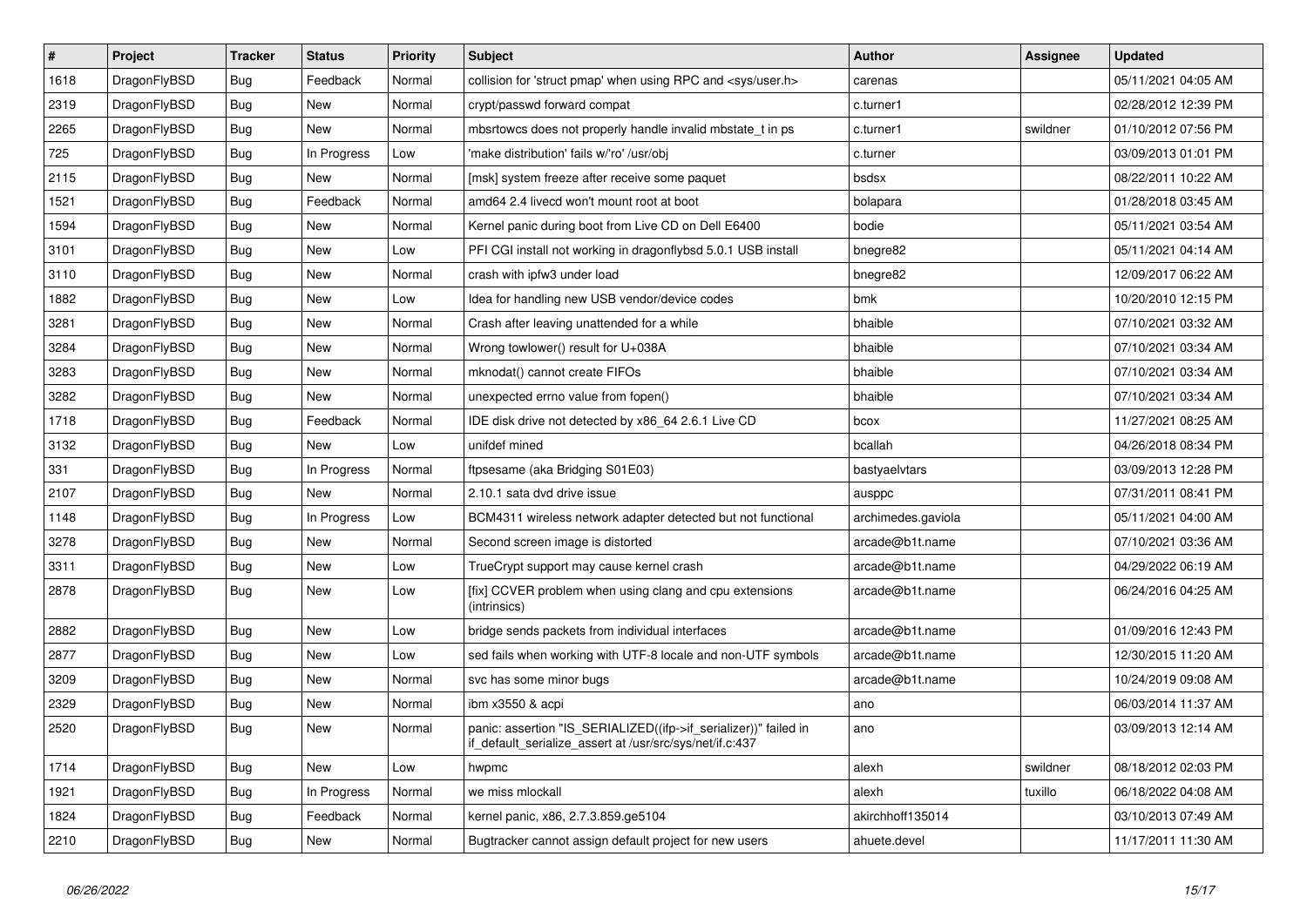| # | Project | Tracker | Status | Priority | Subject | Author | Assignee | Updated |
|---|---|---|---|---|---|---|---|---|
| 1618 | DragonFlyBSD | Bug | Feedback | Normal | collision for 'struct pmap' when using RPC and <sys/user.h> | carenas | | 05/11/2021 04:05 AM |
| 2319 | DragonFlyBSD | Bug | New | Normal | crypt/passwd forward compat | c.turner1 | | 02/28/2012 12:39 PM |
| 2265 | DragonFlyBSD | Bug | New | Normal | mbsrtowcs does not properly handle invalid mbstate_t in ps | c.turner1 | swildner | 01/10/2012 07:56 PM |
| 725 | DragonFlyBSD | Bug | In Progress | Low | 'make distribution' fails w/'ro' /usr/obj | c.turner | | 03/09/2013 01:01 PM |
| 2115 | DragonFlyBSD | Bug | New | Normal | [msk] system freeze after receive some paquet | bsdsx | | 08/22/2011 10:22 AM |
| 1521 | DragonFlyBSD | Bug | Feedback | Normal | amd64 2.4 livecd won't mount root at boot | bolapara | | 01/28/2018 03:45 AM |
| 1594 | DragonFlyBSD | Bug | New | Normal | Kernel panic during boot from Live CD on Dell E6400 | bodie | | 05/11/2021 03:54 AM |
| 3101 | DragonFlyBSD | Bug | New | Low | PFI CGI install not working in dragonflybsd 5.0.1 USB install | bnegre82 | | 05/11/2021 04:14 AM |
| 3110 | DragonFlyBSD | Bug | New | Normal | crash with ipfw3 under load | bnegre82 | | 12/09/2017 06:22 AM |
| 1882 | DragonFlyBSD | Bug | New | Low | Idea for handling new USB vendor/device codes | bmk | | 10/20/2010 12:15 PM |
| 3281 | DragonFlyBSD | Bug | New | Normal | Crash after leaving unattended for a while | bhaible | | 07/10/2021 03:32 AM |
| 3284 | DragonFlyBSD | Bug | New | Normal | Wrong towlower() result for U+038A | bhaible | | 07/10/2021 03:34 AM |
| 3283 | DragonFlyBSD | Bug | New | Normal | mknodat() cannot create FIFOs | bhaible | | 07/10/2021 03:34 AM |
| 3282 | DragonFlyBSD | Bug | New | Normal | unexpected errno value from fopen() | bhaible | | 07/10/2021 03:34 AM |
| 1718 | DragonFlyBSD | Bug | Feedback | Normal | IDE disk drive not detected by x86_64 2.6.1 Live CD | bcox | | 11/27/2021 08:25 AM |
| 3132 | DragonFlyBSD | Bug | New | Low | unifdef mined | bcallah | | 04/26/2018 08:34 PM |
| 331 | DragonFlyBSD | Bug | In Progress | Normal | ftpsesame (aka Bridging S01E03) | bastyaelvtars | | 03/09/2013 12:28 PM |
| 2107 | DragonFlyBSD | Bug | New | Normal | 2.10.1 sata dvd drive issue | ausppc | | 07/31/2011 08:41 PM |
| 1148 | DragonFlyBSD | Bug | In Progress | Low | BCM4311 wireless network adapter detected but not functional | archimedes.gaviola | | 05/11/2021 04:00 AM |
| 3278 | DragonFlyBSD | Bug | New | Normal | Second screen image is distorted | arcade@b1t.name | | 07/10/2021 03:36 AM |
| 3311 | DragonFlyBSD | Bug | New | Low | TrueCrypt support may cause kernel crash | arcade@b1t.name | | 04/29/2022 06:19 AM |
| 2878 | DragonFlyBSD | Bug | New | Low | [fix] CCVER problem when using clang and cpu extensions (intrinsics) | arcade@b1t.name | | 06/24/2016 04:25 AM |
| 2882 | DragonFlyBSD | Bug | New | Low | bridge sends packets from individual interfaces | arcade@b1t.name | | 01/09/2016 12:43 PM |
| 2877 | DragonFlyBSD | Bug | New | Low | sed fails when working with UTF-8 locale and non-UTF symbols | arcade@b1t.name | | 12/30/2015 11:20 AM |
| 3209 | DragonFlyBSD | Bug | New | Normal | svc has some minor bugs | arcade@b1t.name | | 10/24/2019 09:08 AM |
| 2329 | DragonFlyBSD | Bug | New | Normal | ibm x3550 & acpi | ano | | 06/03/2014 11:37 AM |
| 2520 | DragonFlyBSD | Bug | New | Normal | panic: assertion "IS_SERIALIZED((ifp->if_serializer))" failed in if_default_serialize_assert at /usr/src/sys/net/if.c:437 | ano | | 03/09/2013 12:14 AM |
| 1714 | DragonFlyBSD | Bug | New | Low | hwpmc | alexh | swildner | 08/18/2012 02:03 PM |
| 1921 | DragonFlyBSD | Bug | In Progress | Normal | we miss mlockall | alexh | tuxillo | 06/18/2022 04:08 AM |
| 1824 | DragonFlyBSD | Bug | Feedback | Normal | kernel panic, x86, 2.7.3.859.ge5104 | akirchhoff135014 | | 03/10/2013 07:49 AM |
| 2210 | DragonFlyBSD | Bug | New | Normal | Bugtracker cannot assign default project for new users | ahuete.devel | | 11/17/2011 11:30 AM |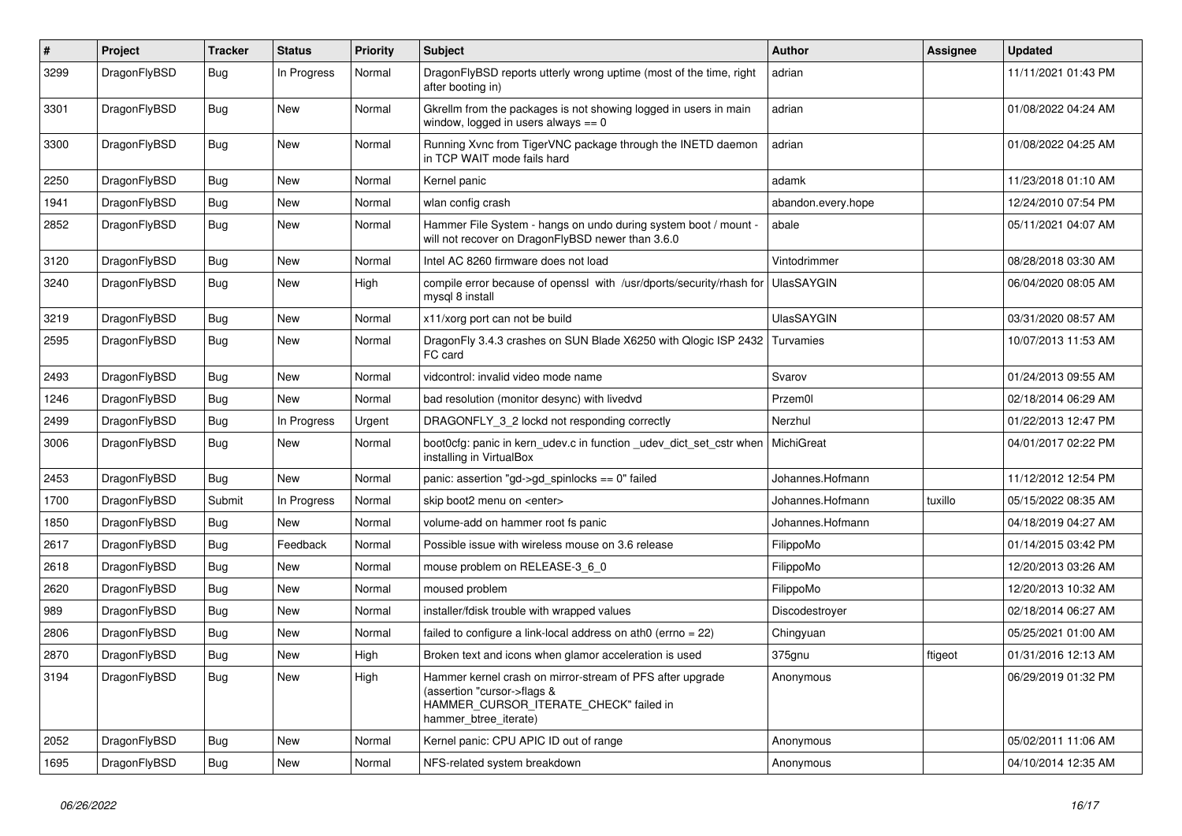| # | Project | Tracker | Status | Priority | Subject | Author | Assignee | Updated |
|---|---|---|---|---|---|---|---|---|
| 3299 | DragonFlyBSD | Bug | In Progress | Normal | DragonFlyBSD reports utterly wrong uptime (most of the time, right after booting in) | adrian | | 11/11/2021 01:43 PM |
| 3301 | DragonFlyBSD | Bug | New | Normal | Gkrellm from the packages is not showing logged in users in main window, logged in users always == 0 | adrian | | 01/08/2022 04:24 AM |
| 3300 | DragonFlyBSD | Bug | New | Normal | Running Xvnc from TigerVNC package through the INETD daemon in TCP WAIT mode fails hard | adrian | | 01/08/2022 04:25 AM |
| 2250 | DragonFlyBSD | Bug | New | Normal | Kernel panic | adamk | | 11/23/2018 01:10 AM |
| 1941 | DragonFlyBSD | Bug | New | Normal | wlan config crash | abandon.every.hope | | 12/24/2010 07:54 PM |
| 2852 | DragonFlyBSD | Bug | New | Normal | Hammer File System - hangs on undo during system boot / mount - will not recover on DragonFlyBSD newer than 3.6.0 | abale | | 05/11/2021 04:07 AM |
| 3120 | DragonFlyBSD | Bug | New | Normal | Intel AC 8260 firmware does not load | Vintodrimmer | | 08/28/2018 03:30 AM |
| 3240 | DragonFlyBSD | Bug | New | High | compile error because of openssl with /usr/dports/security/rhash for mysql 8 install | UlasSAYGIN | | 06/04/2020 08:05 AM |
| 3219 | DragonFlyBSD | Bug | New | Normal | x11/xorg port can not be build | UlasSAYGIN | | 03/31/2020 08:57 AM |
| 2595 | DragonFlyBSD | Bug | New | Normal | DragonFly 3.4.3 crashes on SUN Blade X6250 with Qlogic ISP 2432 FC card | Turvamies | | 10/07/2013 11:53 AM |
| 2493 | DragonFlyBSD | Bug | New | Normal | vidcontrol: invalid video mode name | Svarov | | 01/24/2013 09:55 AM |
| 1246 | DragonFlyBSD | Bug | New | Normal | bad resolution (monitor desync) with livedvd | Przem0l | | 02/18/2014 06:29 AM |
| 2499 | DragonFlyBSD | Bug | In Progress | Urgent | DRAGONFLY_3_2 lockd not responding correctly | Nerzhul | | 01/22/2013 12:47 PM |
| 3006 | DragonFlyBSD | Bug | New | Normal | boot0cfg: panic in kern_udev.c in function _udev_dict_set_cstr when installing in VirtualBox | MichiGreat | | 04/01/2017 02:22 PM |
| 2453 | DragonFlyBSD | Bug | New | Normal | panic: assertion "gd->gd_spinlocks == 0" failed | Johannes.Hofmann | | 11/12/2012 12:54 PM |
| 1700 | DragonFlyBSD | Submit | In Progress | Normal | skip boot2 menu on <enter> | Johannes.Hofmann | tuxillo | 05/15/2022 08:35 AM |
| 1850 | DragonFlyBSD | Bug | New | Normal | volume-add on hammer root fs panic | Johannes.Hofmann | | 04/18/2019 04:27 AM |
| 2617 | DragonFlyBSD | Bug | Feedback | Normal | Possible issue with wireless mouse on 3.6 release | FilippoMo | | 01/14/2015 03:42 PM |
| 2618 | DragonFlyBSD | Bug | New | Normal | mouse problem on RELEASE-3_6_0 | FilippoMo | | 12/20/2013 03:26 AM |
| 2620 | DragonFlyBSD | Bug | New | Normal | moused problem | FilippoMo | | 12/20/2013 10:32 AM |
| 989 | DragonFlyBSD | Bug | New | Normal | installer/fdisk trouble with wrapped values | Discodestroyer | | 02/18/2014 06:27 AM |
| 2806 | DragonFlyBSD | Bug | New | Normal | failed to configure a link-local address on ath0 (errno = 22) | Chingyuan | | 05/25/2021 01:00 AM |
| 2870 | DragonFlyBSD | Bug | New | High | Broken text and icons when glamor acceleration is used | 375gnu | ftigeot | 01/31/2016 12:13 AM |
| 3194 | DragonFlyBSD | Bug | New | High | Hammer kernel crash on mirror-stream of PFS after upgrade (assertion "cursor->flags & HAMMER_CURSOR_ITERATE_CHECK" failed in hammer_btree_iterate) | Anonymous | | 06/29/2019 01:32 PM |
| 2052 | DragonFlyBSD | Bug | New | Normal | Kernel panic: CPU APIC ID out of range | Anonymous | | 05/02/2011 11:06 AM |
| 1695 | DragonFlyBSD | Bug | New | Normal | NFS-related system breakdown | Anonymous | | 04/10/2014 12:35 AM |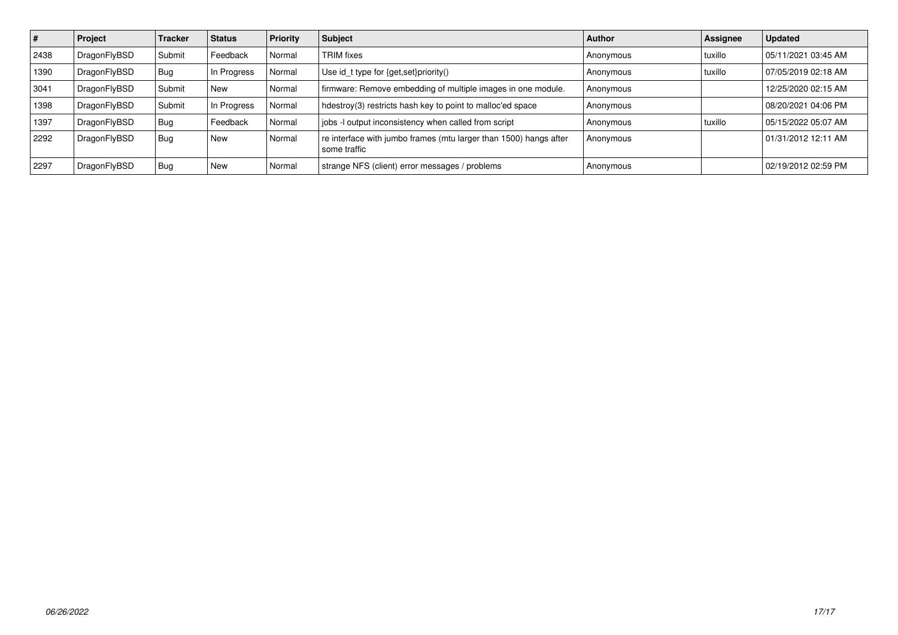| # | Project | Tracker | Status | Priority | Subject | Author | Assignee | Updated |
|---|---|---|---|---|---|---|---|---|
| 2438 | DragonFlyBSD | Submit | Feedback | Normal | TRIM fixes | Anonymous | tuxillo | 05/11/2021 03:45 AM |
| 1390 | DragonFlyBSD | Bug | In Progress | Normal | Use id_t type for {get,set}priority() | Anonymous | tuxillo | 07/05/2019 02:18 AM |
| 3041 | DragonFlyBSD | Submit | New | Normal | firmware: Remove embedding of multiple images in one module. | Anonymous | | 12/25/2020 02:15 AM |
| 1398 | DragonFlyBSD | Submit | In Progress | Normal | hdestroy(3) restricts hash key to point to malloc'ed space | Anonymous | | 08/20/2021 04:06 PM |
| 1397 | DragonFlyBSD | Bug | Feedback | Normal | jobs -l output inconsistency when called from script | Anonymous | tuxillo | 05/15/2022 05:07 AM |
| 2292 | DragonFlyBSD | Bug | New | Normal | re interface with jumbo frames (mtu larger than 1500) hangs after some traffic | Anonymous | | 01/31/2012 12:11 AM |
| 2297 | DragonFlyBSD | Bug | New | Normal | strange NFS (client) error messages / problems | Anonymous | | 02/19/2012 02:59 PM |